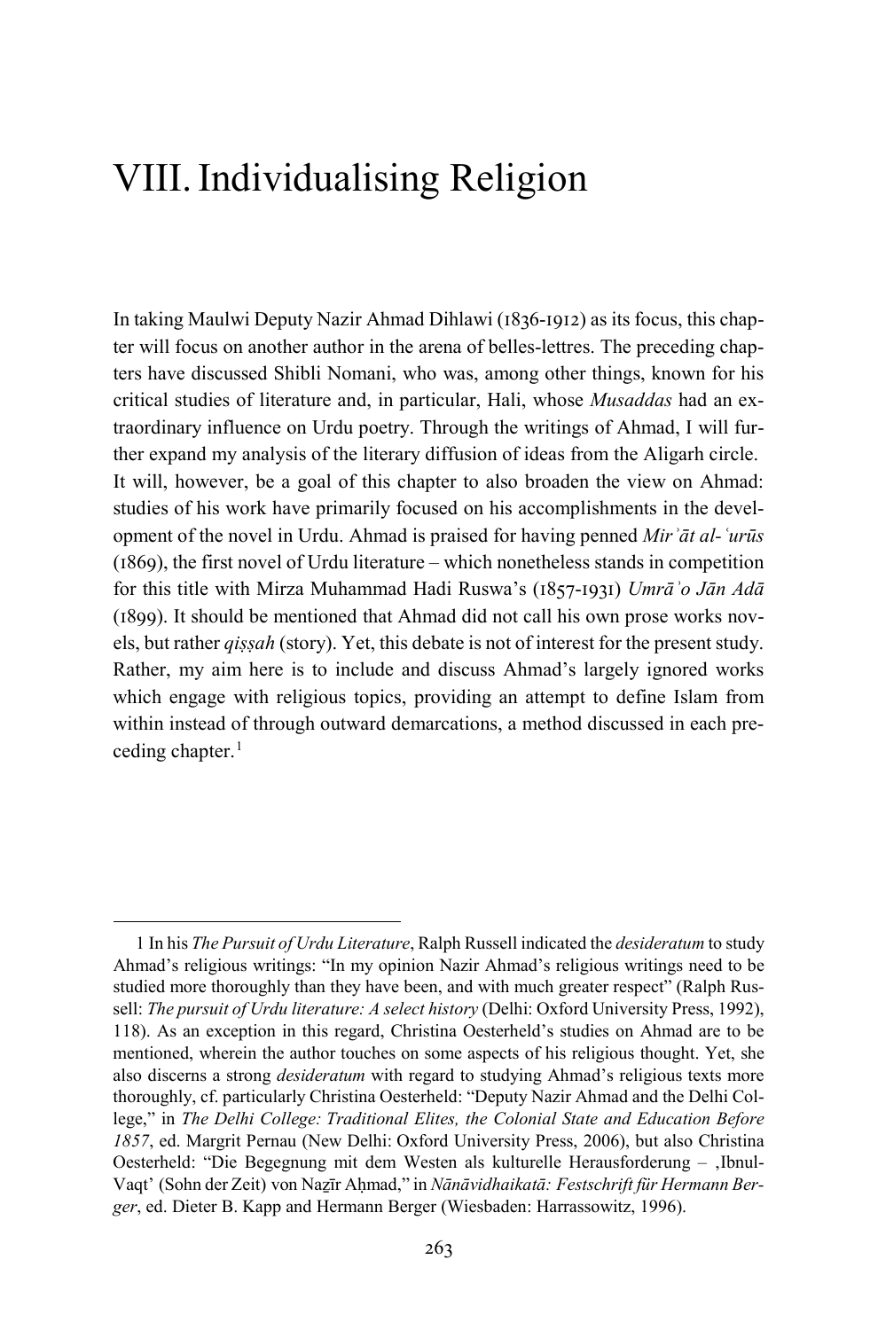# VIII. Individualising Religion

In taking Maulwi Deputy Nazir Ahmad Dihlawi (1836-1912) as its focus, this chapter will focus on another author in the arena of belles-lettres. The preceding chapters have discussed Shibli Nomani, who was, among other things, known for his critical studies of literature and, in particular, Hali, whose *Musaddas* had an extraordinary influence on Urdu poetry. Through the writings of Ahmad, I will further expand my analysis of the literary diffusion of ideas from the Aligarh circle. It will, however, be a goal of this chapter to also broaden the view on Ahmad: studies of his work have primarily focused on his accomplishments in the development of the novel in Urdu. Ahmad is praised for having penned *Mirʾāt al-ʿurūs* (1869), the first novel of Urdu literature – which nonetheless stands in competition for this title with Mirza Muhammad Hadi Ruswa's (1857-1931) *Umrāʾo Jān Adā* (1899). It should be mentioned that Ahmad did not call his own prose works novels, but rather *qiṣṣah* (story). Yet, this debate is not of interest for the present study. Rather, my aim here is to include and discuss Ahmad's largely ignored works which engage with religious topics, providing an attempt to define Islam from within instead of through outward demarcations, a method discussed in each preceding chapter.[1]

---

1 In his *The Pursuit of Urdu Literature*, Ralph Russell indicated the *desideratum* to study Ahmad's religious writings: "In my opinion Nazir Ahmad's religious writings need to be studied more thoroughly than they have been, and with much greater respect" (Ralph Russell: *The pursuit of Urdu literature: A select history* (Delhi: Oxford University Press, 1992), 118). As an exception in this regard, Christina Oesterheld's studies on Ahmad are to be mentioned, wherein the author touches on some aspects of his religious thought. Yet, she also discerns a strong *desideratum* with regard to studying Ahmad's religious texts more thoroughly, cf. particularly Christina Oesterheld: "Deputy Nazir Ahmad and the Delhi College," in *The Delhi College: Traditional Elites, the Colonial State and Education Before 1857*, ed. Margrit Pernau (New Delhi: Oxford University Press, 2006), but also Christina Oesterheld: "Die Begegnung mit dem Westen als kulturelle Herausforderung – ‚Ibnul-Vaqt' (Sohn der Zeit) von Naẕīr Aḥmad," in *Nānāvidhaikatā: Festschrift für Hermann Berger*, ed. Dieter B. Kapp and Hermann Berger (Wiesbaden: Harrassowitz, 1996).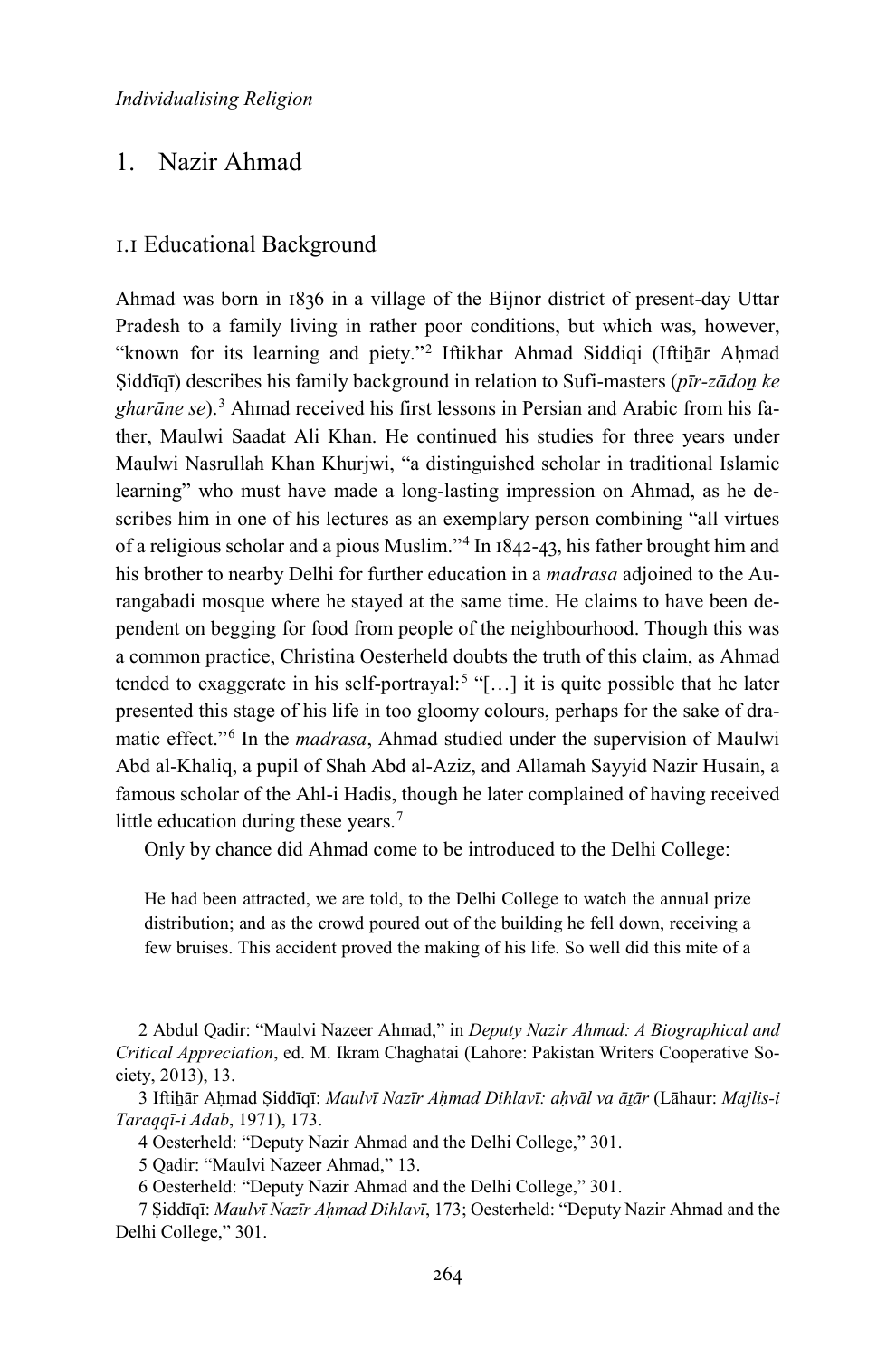## 1. Nazir Ahmad

### 1.1 Educational Background

Ahmad was born in 1836 in a village of the Bijnor district of present-day Uttar Pradesh to a family living in rather poor conditions, but which was, however, "known for its learning and piety."[2] Iftikhar Ahmad Siddiqi (Iftiḫār Aḥmad Ṣiddīqī) describes his family background in relation to Sufi-masters (*pīr-zādoṉ ke gharāne se*).[3] Ahmad received his first lessons in Persian and Arabic from his father, Maulwi Saadat Ali Khan. He continued his studies for three years under Maulwi Nasrullah Khan Khurjwi, "a distinguished scholar in traditional Islamic learning" who must have made a long-lasting impression on Ahmad, as he describes him in one of his lectures as an exemplary person combining "all virtues of a religious scholar and a pious Muslim."[4] In 1842-43, his father brought him and his brother to nearby Delhi for further education in a *madrasa* adjoined to the Aurangabadi mosque where he stayed at the same time. He claims to have been dependent on begging for food from people of the neighbourhood. Though this was a common practice, Christina Oesterheld doubts the truth of this claim, as Ahmad tended to exaggerate in his self-portrayal:[5] "[…] it is quite possible that he later presented this stage of his life in too gloomy colours, perhaps for the sake of dramatic effect."[6] In the *madrasa*, Ahmad studied under the supervision of Maulwi Abd al-Khaliq, a pupil of Shah Abd al-Aziz, and Allamah Sayyid Nazir Husain, a famous scholar of the Ahl-i Hadis, though he later complained of having received little education during these years.[7]

Only by chance did Ahmad come to be introduced to the Delhi College:

> He had been attracted, we are told, to the Delhi College to watch the annual prize distribution; and as the crowd poured out of the building he fell down, receiving a few bruises. This accident proved the making of his life. So well did this mite of a

---

2 Abdul Qadir: "Maulvi Nazeer Ahmad," in *Deputy Nazir Ahmad: A Biographical and Critical Appreciation*, ed. M. Ikram Chaghatai (Lahore: Pakistan Writers Cooperative Society, 2013), 13.

3 Iftiḫār Aḥmad Ṣiddīqī: *Maulvī Nazīr Aḥmad Dihlavī: aḥvāl va āṯār* (Lāhaur: *Majlis-i Taraqqī-i Adab*, 1971), 173.

4 Oesterheld: "Deputy Nazir Ahmad and the Delhi College," 301.

5 Qadir: "Maulvi Nazeer Ahmad," 13.

6 Oesterheld: "Deputy Nazir Ahmad and the Delhi College," 301.

7 Ṣiddīqī: *Maulvī Nazīr Aḥmad Dihlavī*, 173; Oesterheld: "Deputy Nazir Ahmad and the Delhi College," 301.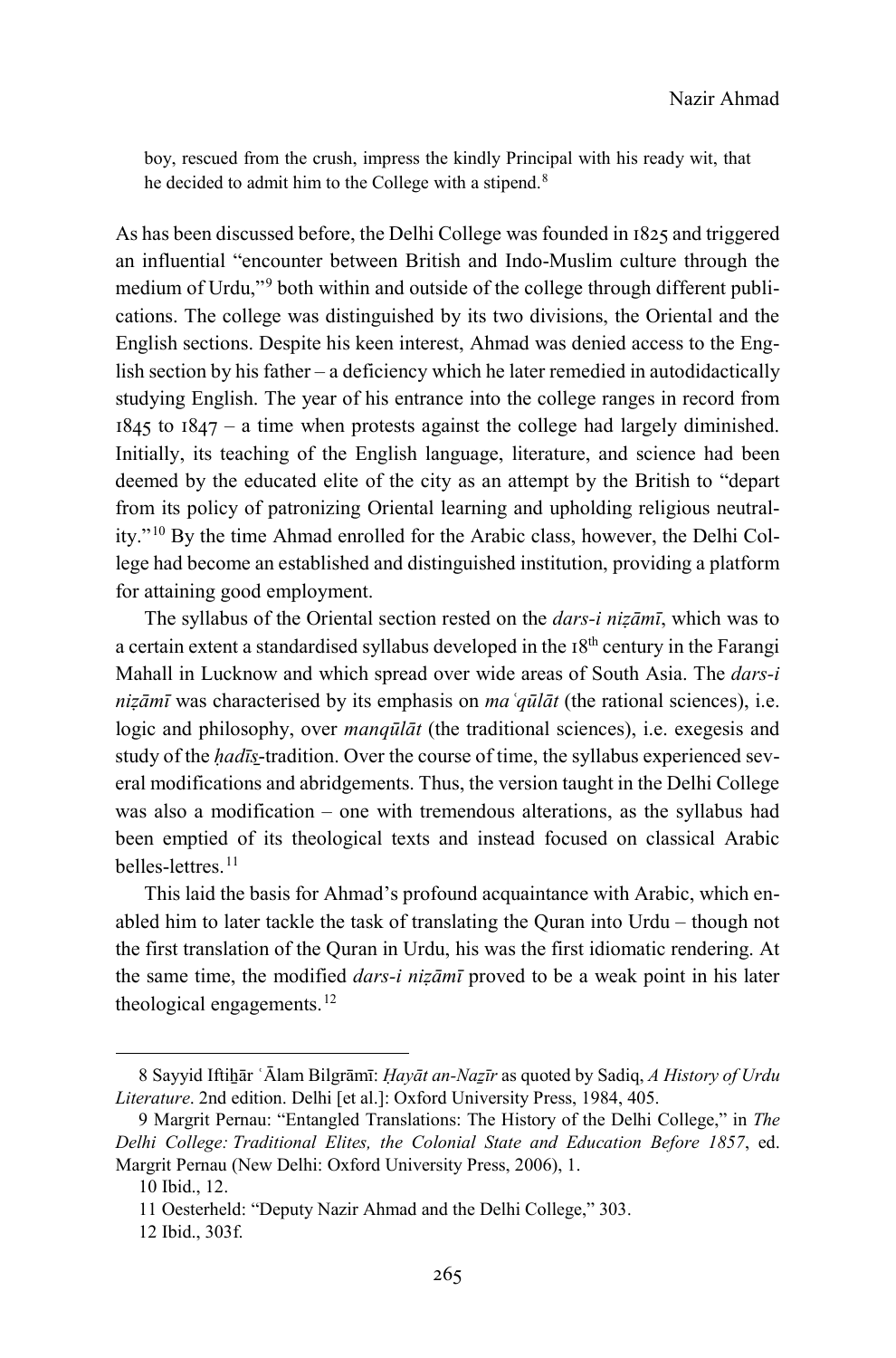boy, rescued from the crush, impress the kindly Principal with his ready wit, that he decided to admit him to the College with a stipend.[8]

As has been discussed before, the Delhi College was founded in 1825 and triggered an influential "encounter between British and Indo-Muslim culture through the medium of Urdu,"[9] both within and outside of the college through different publications. The college was distinguished by its two divisions, the Oriental and the English sections. Despite his keen interest, Ahmad was denied access to the English section by his father – a deficiency which he later remedied in autodidactically studying English. The year of his entrance into the college ranges in record from 1845 to 1847 – a time when protests against the college had largely diminished. Initially, its teaching of the English language, literature, and science had been deemed by the educated elite of the city as an attempt by the British to "depart from its policy of patronizing Oriental learning and upholding religious neutrality."[10] By the time Ahmad enrolled for the Arabic class, however, the Delhi College had become an established and distinguished institution, providing a platform for attaining good employment.

The syllabus of the Oriental section rested on the *dars-i niẓāmī*, which was to a certain extent a standardised syllabus developed in the 18th century in the Farangi Mahall in Lucknow and which spread over wide areas of South Asia. The *dars-i niẓāmī* was characterised by its emphasis on *maʿqūlāt* (the rational sciences), i.e. logic and philosophy, over *manqūlāt* (the traditional sciences), i.e. exegesis and study of the *ḥadīs̱*-tradition. Over the course of time, the syllabus experienced several modifications and abridgements. Thus, the version taught in the Delhi College was also a modification – one with tremendous alterations, as the syllabus had been emptied of its theological texts and instead focused on classical Arabic belles-lettres.[11]

This laid the basis for Ahmad's profound acquaintance with Arabic, which enabled him to later tackle the task of translating the Quran into Urdu – though not the first translation of the Quran in Urdu, his was the first idiomatic rendering. At the same time, the modified *dars-i niẓāmī* proved to be a weak point in his later theological engagements.[12]

---

8 Sayyid Iftiḫār ʿĀlam Bilgrāmī: *Ḥayāt an-Naẕīr* as quoted by Sadiq, *A History of Urdu Literature*. 2nd edition. Delhi [et al.]: Oxford University Press, 1984, 405.

9 Margrit Pernau: "Entangled Translations: The History of the Delhi College," in *The Delhi College: Traditional Elites, the Colonial State and Education Before 1857*, ed. Margrit Pernau (New Delhi: Oxford University Press, 2006), 1.

10 Ibid., 12.

11 Oesterheld: "Deputy Nazir Ahmad and the Delhi College," 303.

12 Ibid., 303f.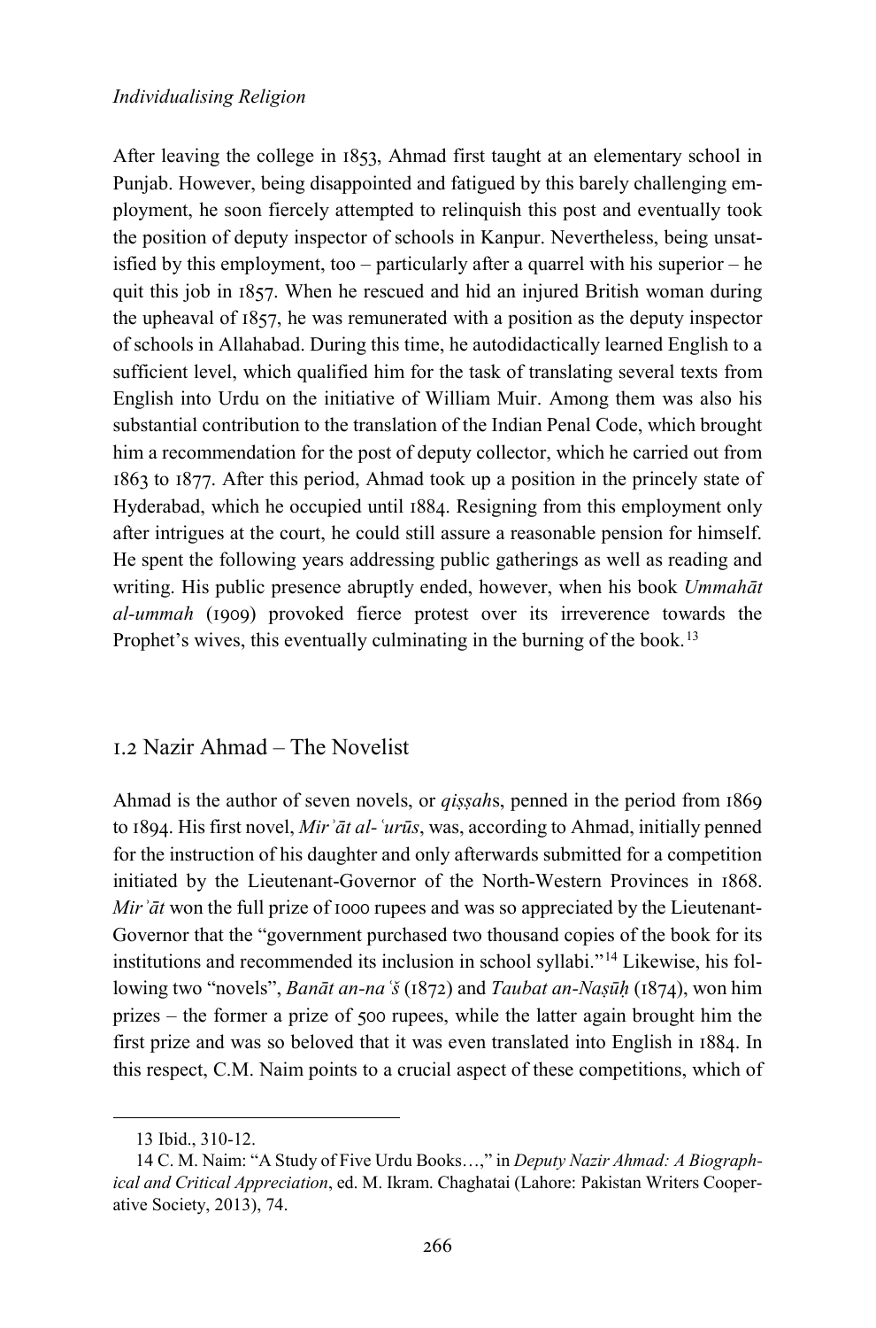After leaving the college in 1853, Ahmad first taught at an elementary school in Punjab. However, being disappointed and fatigued by this barely challenging employment, he soon fiercely attempted to relinquish this post and eventually took the position of deputy inspector of schools in Kanpur. Nevertheless, being unsatisfied by this employment, too – particularly after a quarrel with his superior – he quit this job in 1857. When he rescued and hid an injured British woman during the upheaval of 1857, he was remunerated with a position as the deputy inspector of schools in Allahabad. During this time, he autodidactically learned English to a sufficient level, which qualified him for the task of translating several texts from English into Urdu on the initiative of William Muir. Among them was also his substantial contribution to the translation of the Indian Penal Code, which brought him a recommendation for the post of deputy collector, which he carried out from 1863 to 1877. After this period, Ahmad took up a position in the princely state of Hyderabad, which he occupied until 1884. Resigning from this employment only after intrigues at the court, he could still assure a reasonable pension for himself. He spent the following years addressing public gatherings as well as reading and writing. His public presence abruptly ended, however, when his book *Ummahāt al-ummah* (1909) provoked fierce protest over its irreverence towards the Prophet's wives, this eventually culminating in the burning of the book.[13]

## 1.2 Nazir Ahmad – The Novelist

Ahmad is the author of seven novels, or *qiṣṣah*s, penned in the period from 1869 to 1894. His first novel, *Mirʾāt al-ʿurūs*, was, according to Ahmad, initially penned for the instruction of his daughter and only afterwards submitted for a competition initiated by the Lieutenant-Governor of the North-Western Provinces in 1868. *Mirʾāt* won the full prize of 1000 rupees and was so appreciated by the Lieutenant-Governor that the "government purchased two thousand copies of the book for its institutions and recommended its inclusion in school syllabi."[14] Likewise, his following two "novels", *Banāt an-naʿš* (1872) and *Taubat an-Naṣūḥ* (1874), won him prizes – the former a prize of 500 rupees, while the latter again brought him the first prize and was so beloved that it was even translated into English in 1884. In this respect, C.M. Naim points to a crucial aspect of these competitions, which of

---

13 Ibid., 310-12.

14 C. M. Naim: "A Study of Five Urdu Books…," in *Deputy Nazir Ahmad: A Biographical and Critical Appreciation*, ed. M. Ikram. Chaghatai (Lahore: Pakistan Writers Cooperative Society, 2013), 74.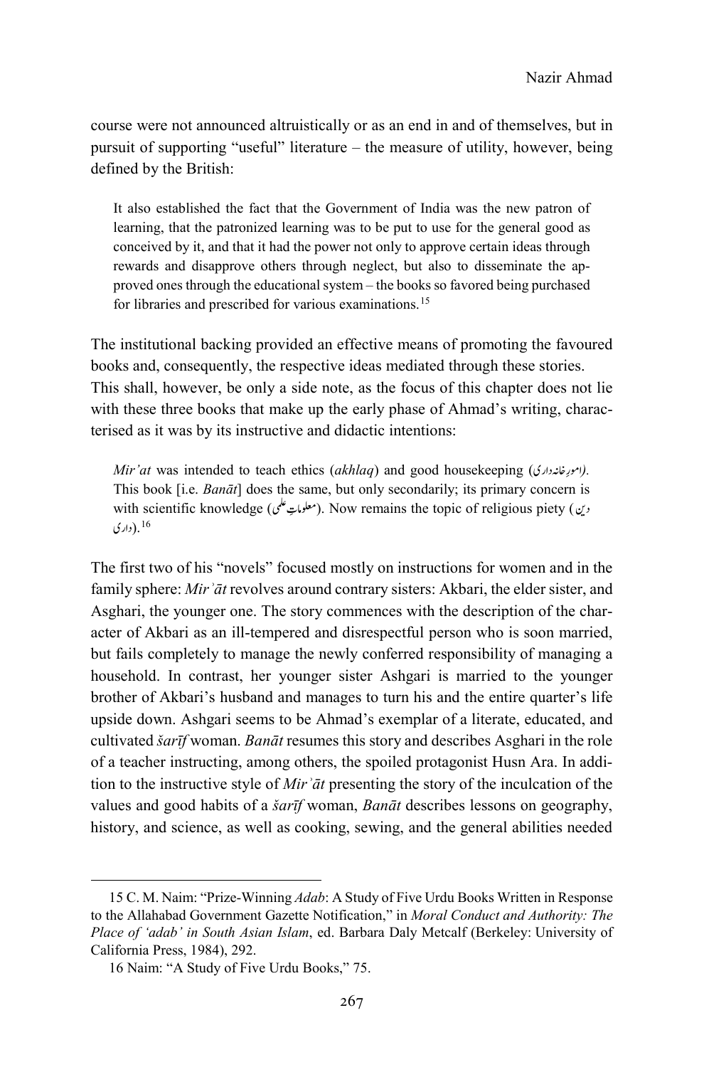course were not announced altruistically or as an end in and of themselves, but in pursuit of supporting "useful" literature – the measure of utility, however, being defined by the British:

> It also established the fact that the Government of India was the new patron of learning, that the patronized learning was to be put to use for the general good as conceived by it, and that it had the power not only to approve certain ideas through rewards and disapprove others through neglect, but also to disseminate the approved ones through the educational system – the books so favored being purchased for libraries and prescribed for various examinations.[15]

The institutional backing provided an effective means of promoting the favoured books and, consequently, the respective ideas mediated through these stories. This shall, however, be only a side note, as the focus of this chapter does not lie with these three books that make up the early phase of Ahmad's writing, characterised as it was by its instructive and didactic intentions:

> *Mir'at* was intended to teach ethics (*akhlaq*) and good housekeeping (امورِ خانہ داری). This book [i.e. *Banāt*] does the same, but only secondarily; its primary concern is with scientific knowledge (معلوماتِ علمی). Now remains the topic of religious piety (دین داری).[16]

The first two of his "novels" focused mostly on instructions for women and in the family sphere: *Mirʾāt* revolves around contrary sisters: Akbari, the elder sister, and Asghari, the younger one. The story commences with the description of the character of Akbari as an ill-tempered and disrespectful person who is soon married, but fails completely to manage the newly conferred responsibility of managing a household. In contrast, her younger sister Ashgari is married to the younger brother of Akbari's husband and manages to turn his and the entire quarter's life upside down. Ashgari seems to be Ahmad's exemplar of a literate, educated, and cultivated *šarīf* woman. *Banāt* resumes this story and describes Asghari in the role of a teacher instructing, among others, the spoiled protagonist Husn Ara. In addition to the instructive style of *Mirʾāt* presenting the story of the inculcation of the values and good habits of a *šarīf* woman, *Banāt* describes lessons on geography, history, and science, as well as cooking, sewing, and the general abilities needed

---

15 C. M. Naim: "Prize-Winning *Adab*: A Study of Five Urdu Books Written in Response to the Allahabad Government Gazette Notification," in *Moral Conduct and Authority: The Place of 'adab' in South Asian Islam*, ed. Barbara Daly Metcalf (Berkeley: University of California Press, 1984), 292.

16 Naim: "A Study of Five Urdu Books," 75.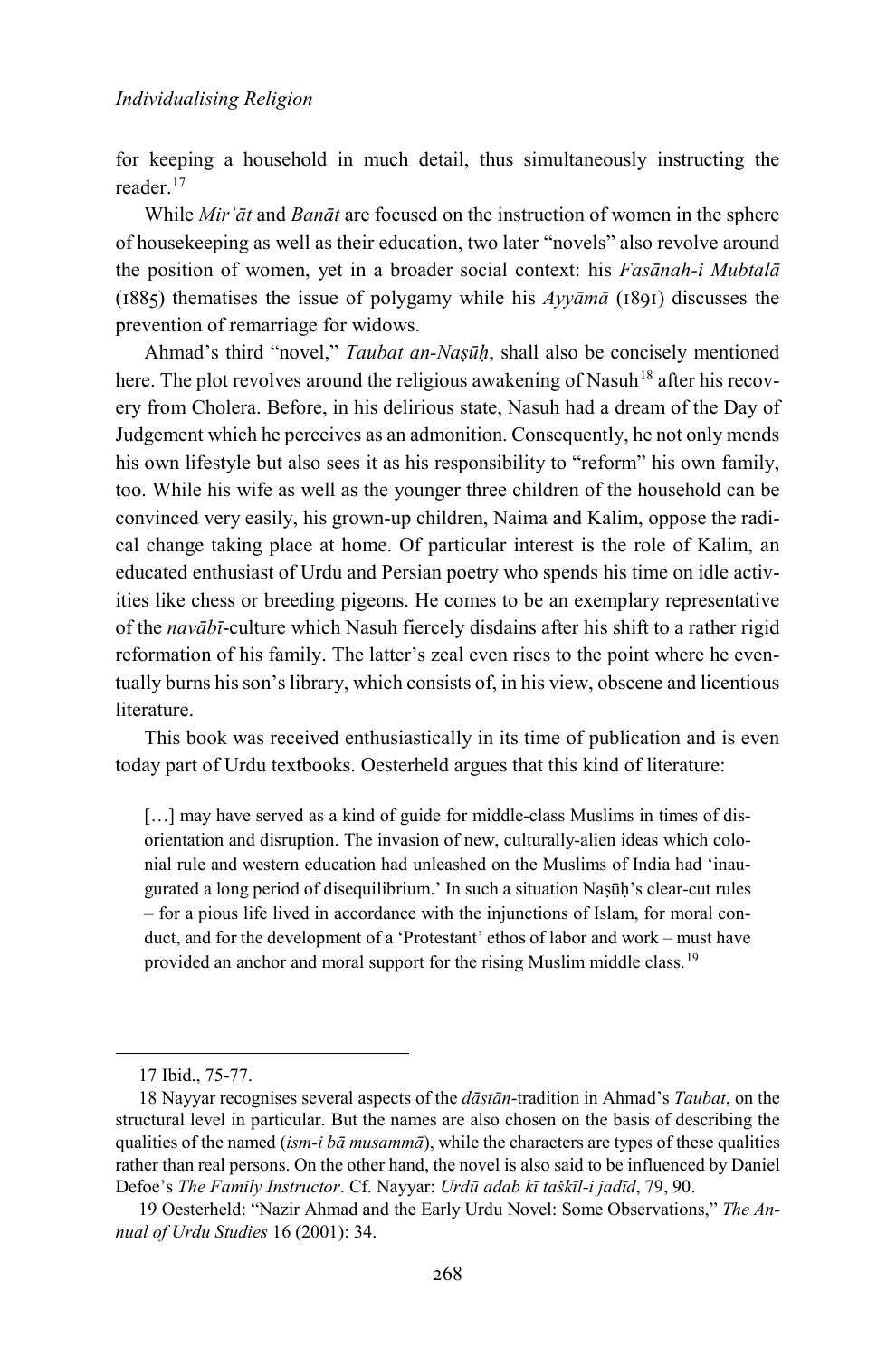for keeping a household in much detail, thus simultaneously instructing the reader.[17]

While *Mirʾāt* and *Banāt* are focused on the instruction of women in the sphere of housekeeping as well as their education, two later "novels" also revolve around the position of women, yet in a broader social context: his *Fasānah-i Mubtalā* (1885) thematises the issue of polygamy while his *Ayyāmā* (1891) discusses the prevention of remarriage for widows.

Ahmad's third "novel," *Taubat an-Naṣūḥ*, shall also be concisely mentioned here. The plot revolves around the religious awakening of Nasuh[18] after his recovery from Cholera. Before, in his delirious state, Nasuh had a dream of the Day of Judgement which he perceives as an admonition. Consequently, he not only mends his own lifestyle but also sees it as his responsibility to "reform" his own family, too. While his wife as well as the younger three children of the household can be convinced very easily, his grown-up children, Naima and Kalim, oppose the radical change taking place at home. Of particular interest is the role of Kalim, an educated enthusiast of Urdu and Persian poetry who spends his time on idle activities like chess or breeding pigeons. He comes to be an exemplary representative of the *navābī*-culture which Nasuh fiercely disdains after his shift to a rather rigid reformation of his family. The latter's zeal even rises to the point where he eventually burns his son's library, which consists of, in his view, obscene and licentious literature.

This book was received enthusiastically in its time of publication and is even today part of Urdu textbooks. Oesterheld argues that this kind of literature:

> […] may have served as a kind of guide for middle-class Muslims in times of disorientation and disruption. The invasion of new, culturally-alien ideas which colonial rule and western education had unleashed on the Muslims of India had 'inaugurated a long period of disequilibrium.' In such a situation Naṣūḥ's clear-cut rules – for a pious life lived in accordance with the injunctions of Islam, for moral conduct, and for the development of a 'Protestant' ethos of labor and work – must have provided an anchor and moral support for the rising Muslim middle class.[19]

---

17 Ibid., 75-77.

18 Nayyar recognises several aspects of the *dāstān*-tradition in Ahmad's *Taubat*, on the structural level in particular. But the names are also chosen on the basis of describing the qualities of the named (*ism-i bā musammā*), while the characters are types of these qualities rather than real persons. On the other hand, the novel is also said to be influenced by Daniel Defoe's *The Family Instructor*. Cf. Nayyar: *Urdū adab kī taškīl-i jadīd*, 79, 90.

19 Oesterheld: "Nazir Ahmad and the Early Urdu Novel: Some Observations," *The Annual of Urdu Studies* 16 (2001): 34.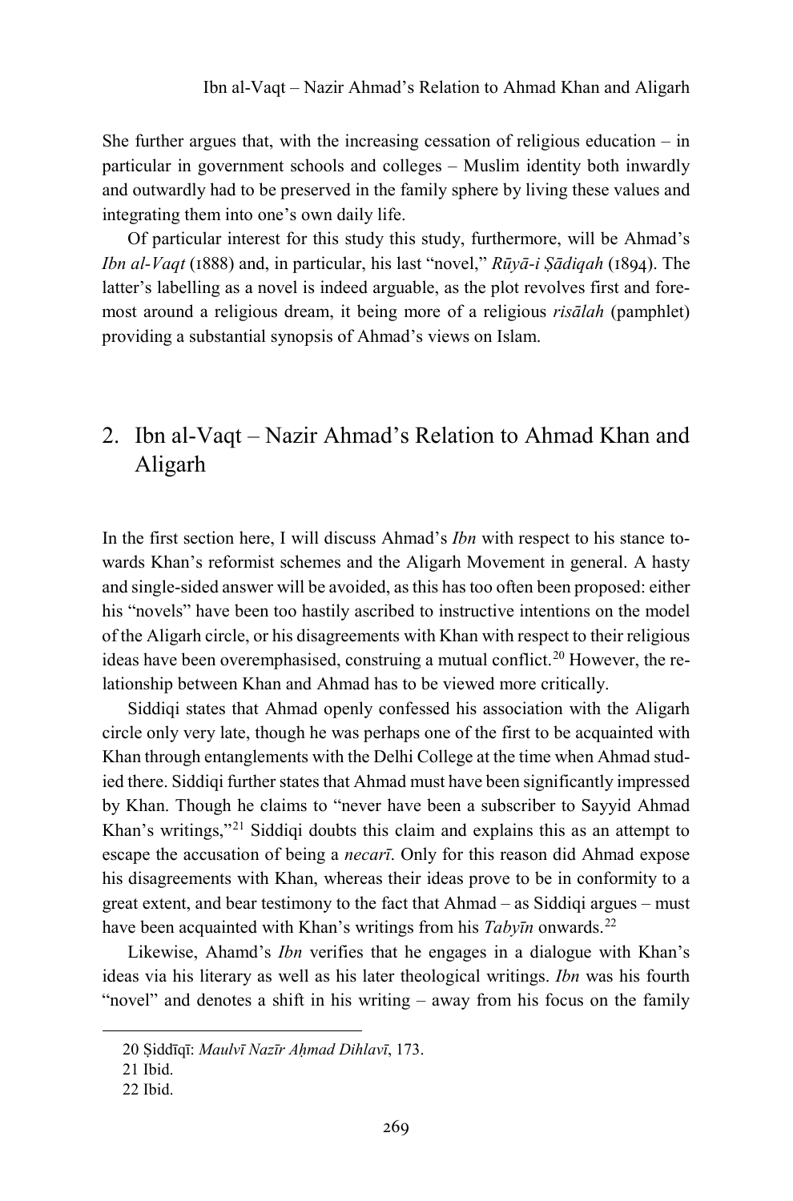She further argues that, with the increasing cessation of religious education – in particular in government schools and colleges – Muslim identity both inwardly and outwardly had to be preserved in the family sphere by living these values and integrating them into one's own daily life.

Of particular interest for this study this study, furthermore, will be Ahmad's *Ibn al-Vaqt* (1888) and, in particular, his last "novel," *Rūyā-i Ṣādiqah* (1894). The latter's labelling as a novel is indeed arguable, as the plot revolves first and foremost around a religious dream, it being more of a religious *risālah* (pamphlet) providing a substantial synopsis of Ahmad's views on Islam.

## 2. Ibn al-Vaqt – Nazir Ahmad's Relation to Ahmad Khan and Aligarh

In the first section here, I will discuss Ahmad's *Ibn* with respect to his stance towards Khan's reformist schemes and the Aligarh Movement in general. A hasty and single-sided answer will be avoided, as this has too often been proposed: either his "novels" have been too hastily ascribed to instructive intentions on the model of the Aligarh circle, or his disagreements with Khan with respect to their religious ideas have been overemphasised, construing a mutual conflict.[20] However, the relationship between Khan and Ahmad has to be viewed more critically.

Siddiqi states that Ahmad openly confessed his association with the Aligarh circle only very late, though he was perhaps one of the first to be acquainted with Khan through entanglements with the Delhi College at the time when Ahmad studied there. Siddiqi further states that Ahmad must have been significantly impressed by Khan. Though he claims to "never have been a subscriber to Sayyid Ahmad Khan's writings,"[21] Siddiqi doubts this claim and explains this as an attempt to escape the accusation of being a *necarī*. Only for this reason did Ahmad expose his disagreements with Khan, whereas their ideas prove to be in conformity to a great extent, and bear testimony to the fact that Ahmad – as Siddiqi argues – must have been acquainted with Khan's writings from his *Tabyīn* onwards.[22]

Likewise, Ahamd's *Ibn* verifies that he engages in a dialogue with Khan's ideas via his literary as well as his later theological writings. *Ibn* was his fourth "novel" and denotes a shift in his writing – away from his focus on the family

---

20 Ṣiddīqī: *Maulvī Nazīr Aḥmad Dihlavī*, 173.

21 Ibid.

22 Ibid.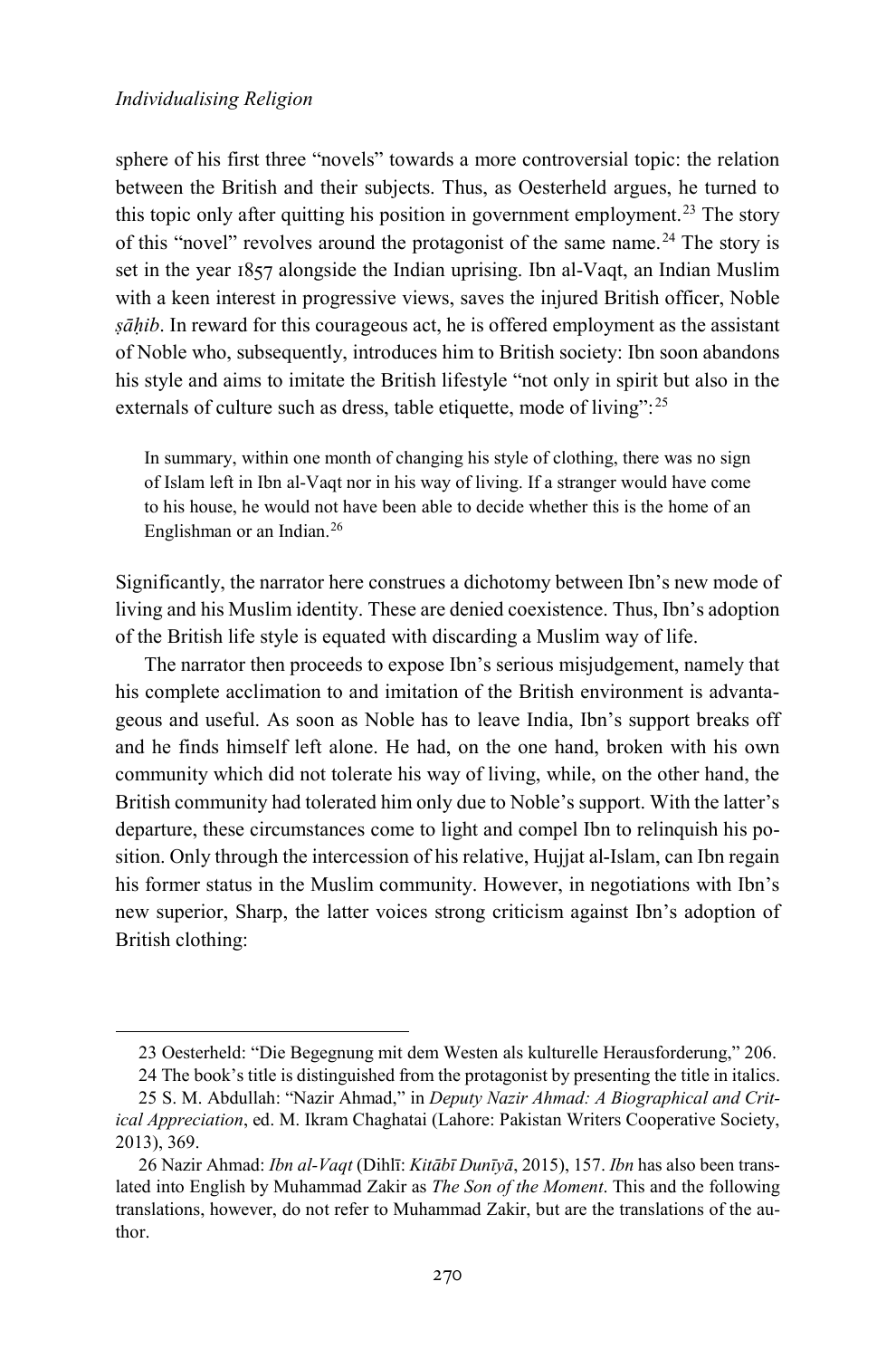sphere of his first three "novels" towards a more controversial topic: the relation between the British and their subjects. Thus, as Oesterheld argues, he turned to this topic only after quitting his position in government employment.[23] The story of this "novel" revolves around the protagonist of the same name.[24] The story is set in the year 1857 alongside the Indian uprising. Ibn al-Vaqt, an Indian Muslim with a keen interest in progressive views, saves the injured British officer, Noble *ṣāḥib*. In reward for this courageous act, he is offered employment as the assistant of Noble who, subsequently, introduces him to British society: Ibn soon abandons his style and aims to imitate the British lifestyle "not only in spirit but also in the externals of culture such as dress, table etiquette, mode of living":[25]

> In summary, within one month of changing his style of clothing, there was no sign of Islam left in Ibn al-Vaqt nor in his way of living. If a stranger would have come to his house, he would not have been able to decide whether this is the home of an Englishman or an Indian.[26]

Significantly, the narrator here construes a dichotomy between Ibn's new mode of living and his Muslim identity. These are denied coexistence. Thus, Ibn's adoption of the British life style is equated with discarding a Muslim way of life.

The narrator then proceeds to expose Ibn's serious misjudgement, namely that his complete acclimation to and imitation of the British environment is advantageous and useful. As soon as Noble has to leave India, Ibn's support breaks off and he finds himself left alone. He had, on the one hand, broken with his own community which did not tolerate his way of living, while, on the other hand, the British community had tolerated him only due to Noble's support. With the latter's departure, these circumstances come to light and compel Ibn to relinquish his position. Only through the intercession of his relative, Hujjat al-Islam, can Ibn regain his former status in the Muslim community. However, in negotiations with Ibn's new superior, Sharp, the latter voices strong criticism against Ibn's adoption of British clothing:

---

23 Oesterheld: "Die Begegnung mit dem Westen als kulturelle Herausforderung," 206.

24 The book's title is distinguished from the protagonist by presenting the title in italics.

25 S. M. Abdullah: "Nazir Ahmad," in *Deputy Nazir Ahmad: A Biographical and Critical Appreciation*, ed. M. Ikram Chaghatai (Lahore: Pakistan Writers Cooperative Society, 2013), 369.

26 Nazir Ahmad: *Ibn al-Vaqt* (Dihlī: *Kitābī Dunīyā*, 2015), 157. *Ibn* has also been translated into English by Muhammad Zakir as *The Son of the Moment*. This and the following translations, however, do not refer to Muhammad Zakir, but are the translations of the author.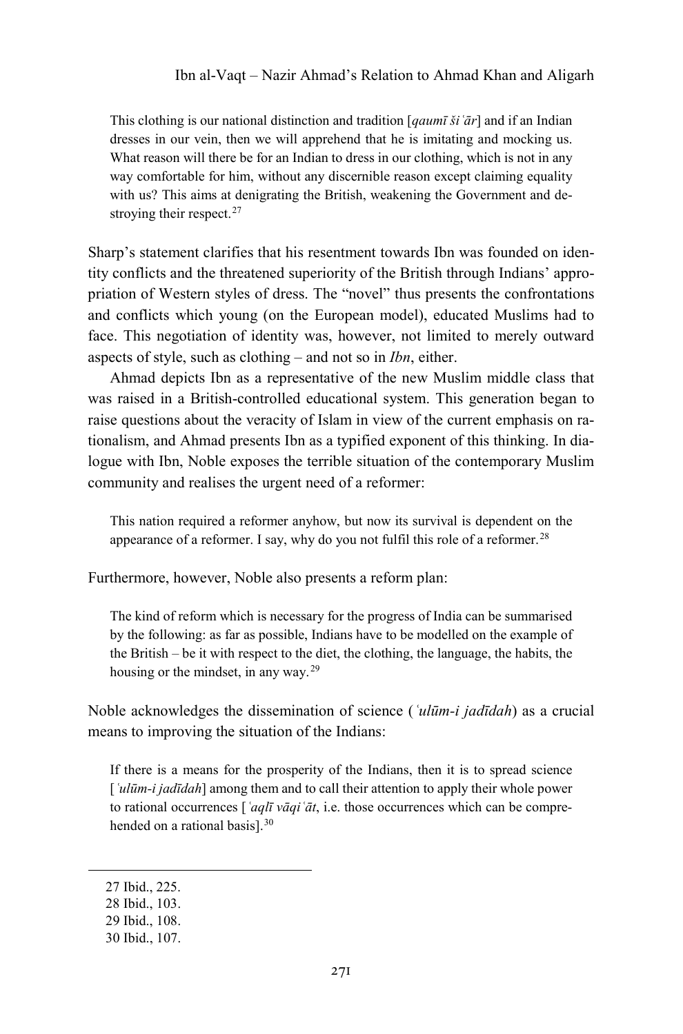> This clothing is our national distinction and tradition [*qaumī šiʿār*] and if an Indian dresses in our vein, then we will apprehend that he is imitating and mocking us. What reason will there be for an Indian to dress in our clothing, which is not in any way comfortable for him, without any discernible reason except claiming equality with us? This aims at denigrating the British, weakening the Government and destroying their respect.[27]

Sharp's statement clarifies that his resentment towards Ibn was founded on identity conflicts and the threatened superiority of the British through Indians' appropriation of Western styles of dress. The "novel" thus presents the confrontations and conflicts which young (on the European model), educated Muslims had to face. This negotiation of identity was, however, not limited to merely outward aspects of style, such as clothing – and not so in *Ibn*, either.

Ahmad depicts Ibn as a representative of the new Muslim middle class that was raised in a British-controlled educational system. This generation began to raise questions about the veracity of Islam in view of the current emphasis on rationalism, and Ahmad presents Ibn as a typified exponent of this thinking. In dialogue with Ibn, Noble exposes the terrible situation of the contemporary Muslim community and realises the urgent need of a reformer:

> This nation required a reformer anyhow, but now its survival is dependent on the appearance of a reformer. I say, why do you not fulfil this role of a reformer.[28]

Furthermore, however, Noble also presents a reform plan:

> The kind of reform which is necessary for the progress of India can be summarised by the following: as far as possible, Indians have to be modelled on the example of the British – be it with respect to the diet, the clothing, the language, the habits, the housing or the mindset, in any way.[29]

Noble acknowledges the dissemination of science (*ʿulūm-i jadīdah*) as a crucial means to improving the situation of the Indians:

> If there is a means for the prosperity of the Indians, then it is to spread science [*ʿulūm-i jadīdah*] among them and to call their attention to apply their whole power to rational occurrences [*ʿaqlī vāqiʿāt*, i.e. those occurrences which can be comprehended on a rational basis].[30]

---

27 Ibid., 225.
28 Ibid., 103.
29 Ibid., 108.
30 Ibid., 107.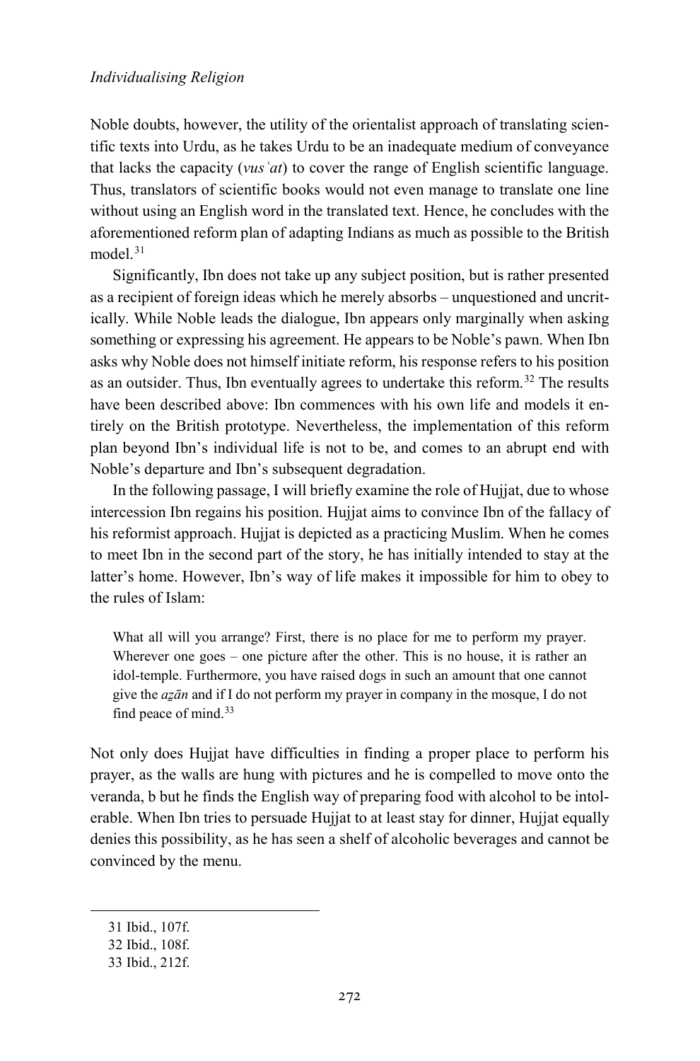Noble doubts, however, the utility of the orientalist approach of translating scientific texts into Urdu, as he takes Urdu to be an inadequate medium of conveyance that lacks the capacity (*vusʿat*) to cover the range of English scientific language. Thus, translators of scientific books would not even manage to translate one line without using an English word in the translated text. Hence, he concludes with the aforementioned reform plan of adapting Indians as much as possible to the British model.[31]

Significantly, Ibn does not take up any subject position, but is rather presented as a recipient of foreign ideas which he merely absorbs – unquestioned and uncritically. While Noble leads the dialogue, Ibn appears only marginally when asking something or expressing his agreement. He appears to be Noble's pawn. When Ibn asks why Noble does not himself initiate reform, his response refers to his position as an outsider. Thus, Ibn eventually agrees to undertake this reform.[32] The results have been described above: Ibn commences with his own life and models it entirely on the British prototype. Nevertheless, the implementation of this reform plan beyond Ibn's individual life is not to be, and comes to an abrupt end with Noble's departure and Ibn's subsequent degradation.

In the following passage, I will briefly examine the role of Hujjat, due to whose intercession Ibn regains his position. Hujjat aims to convince Ibn of the fallacy of his reformist approach. Hujjat is depicted as a practicing Muslim. When he comes to meet Ibn in the second part of the story, he has initially intended to stay at the latter's home. However, Ibn's way of life makes it impossible for him to obey to the rules of Islam:

> What all will you arrange? First, there is no place for me to perform my prayer. Wherever one goes – one picture after the other. This is no house, it is rather an idol-temple. Furthermore, you have raised dogs in such an amount that one cannot give the *aẕān* and if I do not perform my prayer in company in the mosque, I do not find peace of mind.[33]

Not only does Hujjat have difficulties in finding a proper place to perform his prayer, as the walls are hung with pictures and he is compelled to move onto the veranda, b but he finds the English way of preparing food with alcohol to be intolerable. When Ibn tries to persuade Hujjat to at least stay for dinner, Hujjat equally denies this possibility, as he has seen a shelf of alcoholic beverages and cannot be convinced by the menu.

---

31 Ibid., 107f.

32 Ibid., 108f.

33 Ibid., 212f.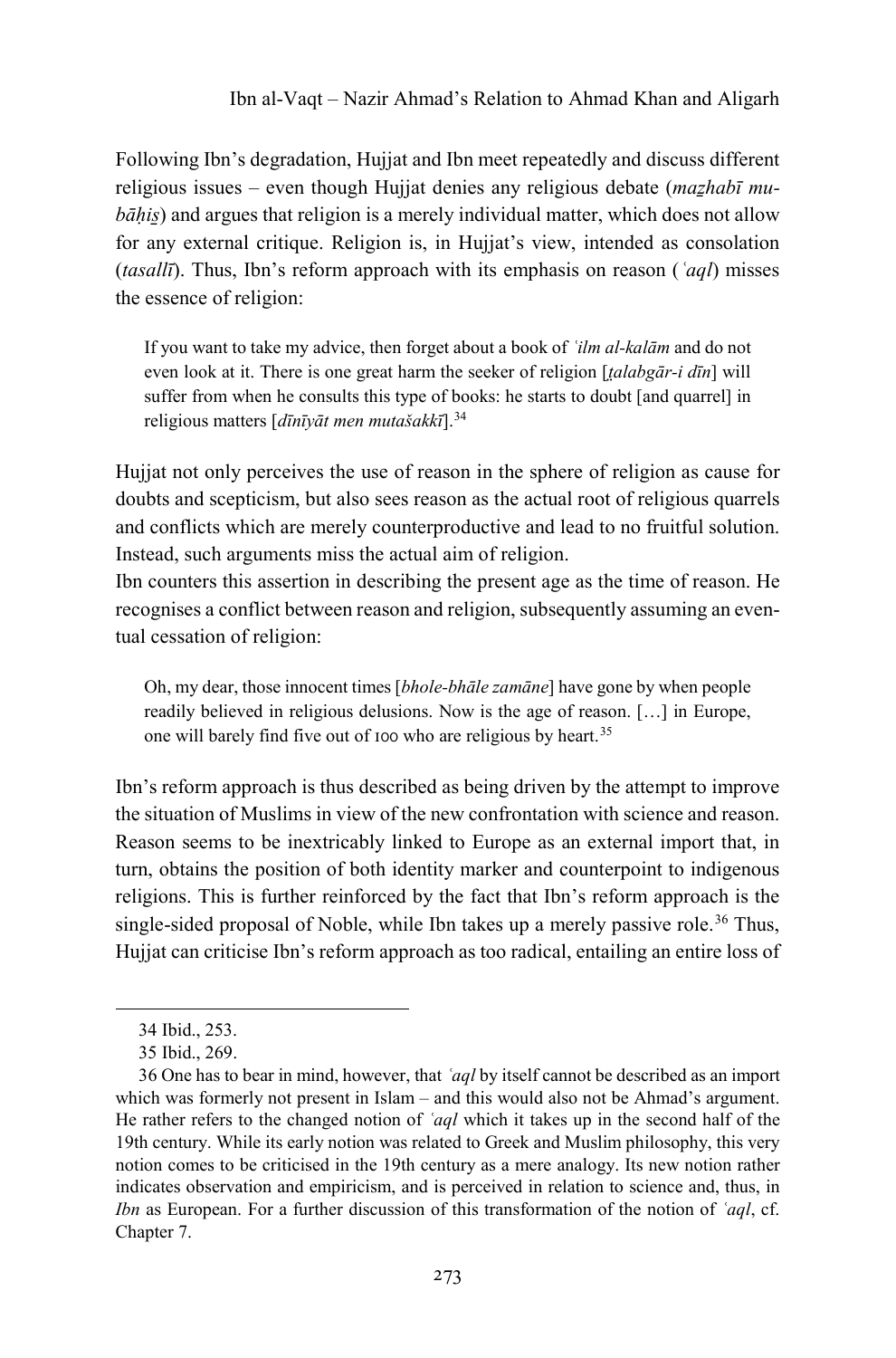Following Ibn's degradation, Hujjat and Ibn meet repeatedly and discuss different religious issues – even though Hujjat denies any religious debate (*maẕhabī mubāḥiṣ*) and argues that religion is a merely individual matter, which does not allow for any external critique. Religion is, in Hujjat's view, intended as consolation (*tasallī*). Thus, Ibn's reform approach with its emphasis on reason (*ʿaql*) misses the essence of religion:

> If you want to take my advice, then forget about a book of *ʿilm al-kalām* and do not even look at it. There is one great harm the seeker of religion [*ṭalabgār-i dīn*] will suffer from when he consults this type of books: he starts to doubt [and quarrel] in religious matters [*dīnīyāt men mutašakkī*].[34]

Hujjat not only perceives the use of reason in the sphere of religion as cause for doubts and scepticism, but also sees reason as the actual root of religious quarrels and conflicts which are merely counterproductive and lead to no fruitful solution. Instead, such arguments miss the actual aim of religion.

Ibn counters this assertion in describing the present age as the time of reason. He recognises a conflict between reason and religion, subsequently assuming an eventual cessation of religion:

> Oh, my dear, those innocent times [*bhole-bhāle zamāne*] have gone by when people readily believed in religious delusions. Now is the age of reason. […] in Europe, one will barely find five out of 100 who are religious by heart.[35]

Ibn's reform approach is thus described as being driven by the attempt to improve the situation of Muslims in view of the new confrontation with science and reason. Reason seems to be inextricably linked to Europe as an external import that, in turn, obtains the position of both identity marker and counterpoint to indigenous religions. This is further reinforced by the fact that Ibn's reform approach is the single-sided proposal of Noble, while Ibn takes up a merely passive role.[36] Thus, Hujjat can criticise Ibn's reform approach as too radical, entailing an entire loss of

---

34 Ibid., 253.

35 Ibid., 269.

36 One has to bear in mind, however, that *ʿaql* by itself cannot be described as an import which was formerly not present in Islam – and this would also not be Ahmad's argument. He rather refers to the changed notion of *ʿaql* which it takes up in the second half of the 19th century. While its early notion was related to Greek and Muslim philosophy, this very notion comes to be criticised in the 19th century as a mere analogy. Its new notion rather indicates observation and empiricism, and is perceived in relation to science and, thus, in *Ibn* as European. For a further discussion of this transformation of the notion of *ʿaql*, cf. Chapter 7.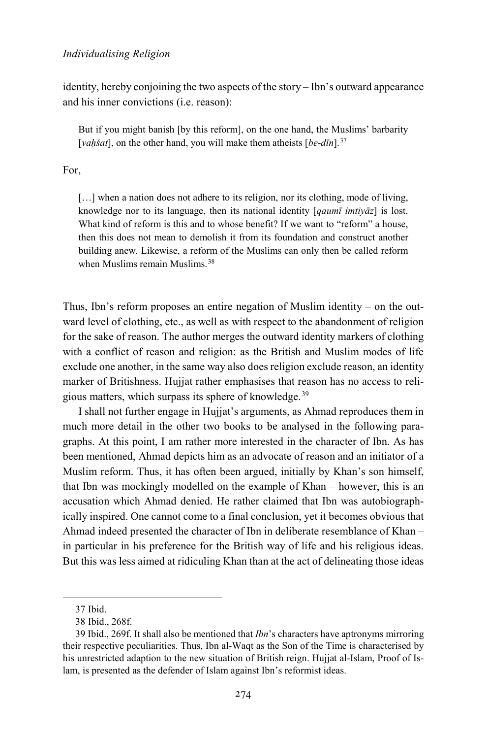identity, hereby conjoining the two aspects of the story – Ibn's outward appearance and his inner convictions (i.e. reason):

> But if you might banish [by this reform], on the one hand, the Muslims' barbarity [*vaḥšat*], on the other hand, you will make them atheists [*be-dīn*].[37]

For,

> […] when a nation does not adhere to its religion, nor its clothing, mode of living, knowledge nor to its language, then its national identity [*qaumī imtiyāz*] is lost. What kind of reform is this and to whose benefit? If we want to "reform" a house, then this does not mean to demolish it from its foundation and construct another building anew. Likewise, a reform of the Muslims can only then be called reform when Muslims remain Muslims.[38]

Thus, Ibn's reform proposes an entire negation of Muslim identity – on the outward level of clothing, etc., as well as with respect to the abandonment of religion for the sake of reason. The author merges the outward identity markers of clothing with a conflict of reason and religion: as the British and Muslim modes of life exclude one another, in the same way also does religion exclude reason, an identity marker of Britishness. Hujjat rather emphasises that reason has no access to religious matters, which surpass its sphere of knowledge.[39]

I shall not further engage in Hujjat's arguments, as Ahmad reproduces them in much more detail in the other two books to be analysed in the following paragraphs. At this point, I am rather more interested in the character of Ibn. As has been mentioned, Ahmad depicts him as an advocate of reason and an initiator of a Muslim reform. Thus, it has often been argued, initially by Khan's son himself, that Ibn was mockingly modelled on the example of Khan – however, this is an accusation which Ahmad denied. He rather claimed that Ibn was autobiographically inspired. One cannot come to a final conclusion, yet it becomes obvious that Ahmad indeed presented the character of Ibn in deliberate resemblance of Khan – in particular in his preference for the British way of life and his religious ideas. But this was less aimed at ridiculing Khan than at the act of delineating those ideas

---

37 Ibid.

38 Ibid., 268f.

39 Ibid., 269f. It shall also be mentioned that *Ibn*'s characters have aptronyms mirroring their respective peculiarities. Thus, Ibn al-Waqt as the Son of the Time is characterised by his unrestricted adaption to the new situation of British reign. Hujjat al-Islam, Proof of Islam, is presented as the defender of Islam against Ibn's reformist ideas.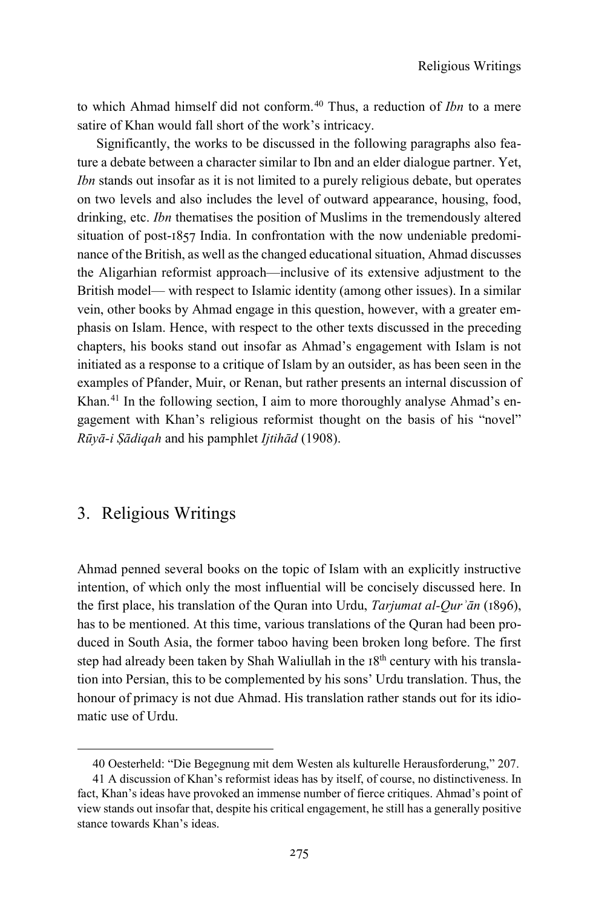to which Ahmad himself did not conform.[40] Thus, a reduction of *Ibn* to a mere satire of Khan would fall short of the work's intricacy.

Significantly, the works to be discussed in the following paragraphs also feature a debate between a character similar to Ibn and an elder dialogue partner. Yet, *Ibn* stands out insofar as it is not limited to a purely religious debate, but operates on two levels and also includes the level of outward appearance, housing, food, drinking, etc. *Ibn* thematises the position of Muslims in the tremendously altered situation of post-1857 India. In confrontation with the now undeniable predominance of the British, as well as the changed educational situation, Ahmad discusses the Aligarhian reformist approach—inclusive of its extensive adjustment to the British model— with respect to Islamic identity (among other issues). In a similar vein, other books by Ahmad engage in this question, however, with a greater emphasis on Islam. Hence, with respect to the other texts discussed in the preceding chapters, his books stand out insofar as Ahmad's engagement with Islam is not initiated as a response to a critique of Islam by an outsider, as has been seen in the examples of Pfander, Muir, or Renan, but rather presents an internal discussion of Khan.[41] In the following section, I aim to more thoroughly analyse Ahmad's engagement with Khan's religious reformist thought on the basis of his "novel" *Rūyā-i Ṣādiqah* and his pamphlet *Ijtihād* (1908).

## 3. Religious Writings

Ahmad penned several books on the topic of Islam with an explicitly instructive intention, of which only the most influential will be concisely discussed here. In the first place, his translation of the Quran into Urdu, *Tarjumat al-Qurʾān* (1896), has to be mentioned. At this time, various translations of the Quran had been produced in South Asia, the former taboo having been broken long before. The first step had already been taken by Shah Waliullah in the 18th century with his translation into Persian, this to be complemented by his sons' Urdu translation. Thus, the honour of primacy is not due Ahmad. His translation rather stands out for its idiomatic use of Urdu.

---

40 Oesterheld: "Die Begegnung mit dem Westen als kulturelle Herausforderung," 207.

41 A discussion of Khan's reformist ideas has by itself, of course, no distinctiveness. In fact, Khan's ideas have provoked an immense number of fierce critiques. Ahmad's point of view stands out insofar that, despite his critical engagement, he still has a generally positive stance towards Khan's ideas.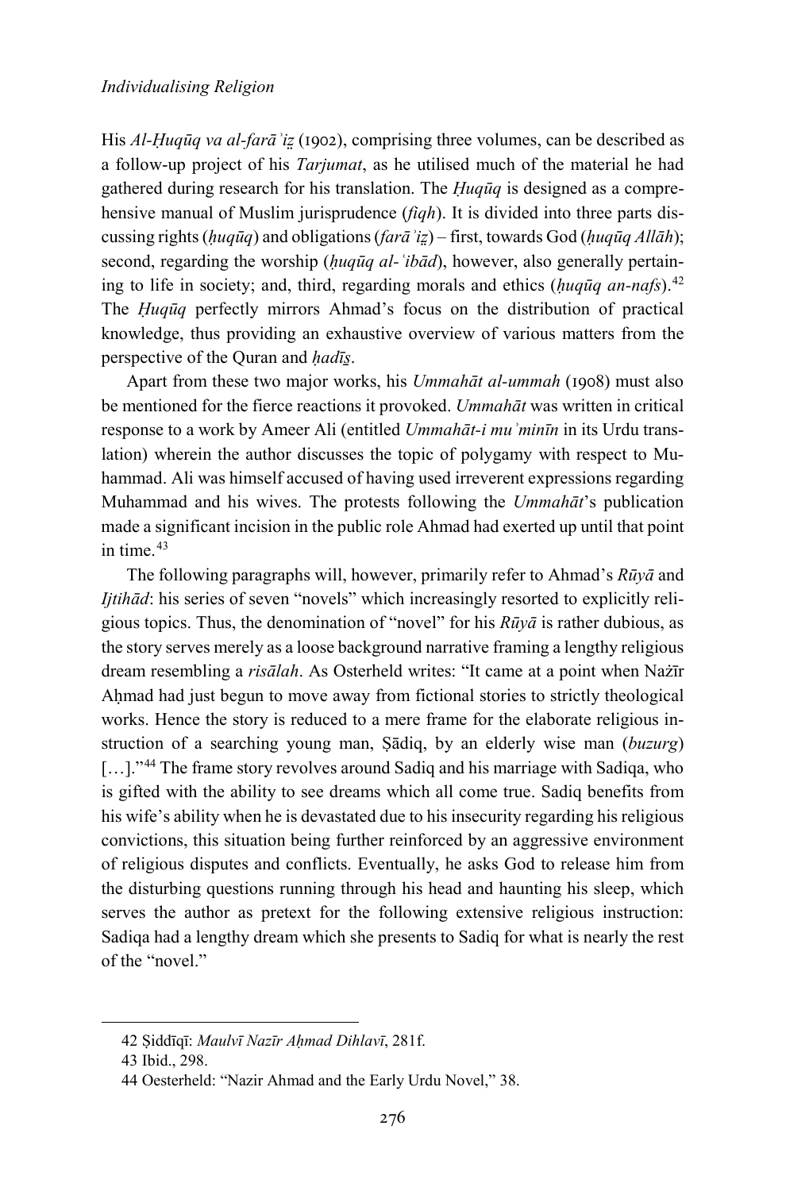His *Al-Ḥuqūq va al-farāʾiẕ* (1902), comprising three volumes, can be described as a follow-up project of his *Tarjumat*, as he utilised much of the material he had gathered during research for his translation. The *Ḥuqūq* is designed as a comprehensive manual of Muslim jurisprudence (*fiqh*). It is divided into three parts discussing rights (*ḥuqūq*) and obligations (*farāʾiẕ*) – first, towards God (*ḥuqūq Allāh*); second, regarding the worship (*ḥuqūq al-ʿibād*), however, also generally pertaining to life in society; and, third, regarding morals and ethics (*ḥuqūq an-nafs*).[42] The *Ḥuqūq* perfectly mirrors Ahmad's focus on the distribution of practical knowledge, thus providing an exhaustive overview of various matters from the perspective of the Quran and *ḥadīs̱*.

Apart from these two major works, his *Ummahāt al-ummah* (1908) must also be mentioned for the fierce reactions it provoked. *Ummahāt* was written in critical response to a work by Ameer Ali (entitled *Ummahāt-i muʾminīn* in its Urdu translation) wherein the author discusses the topic of polygamy with respect to Muhammad. Ali was himself accused of having used irreverent expressions regarding Muhammad and his wives. The protests following the *Ummahāt*'s publication made a significant incision in the public role Ahmad had exerted up until that point in time.[43]

The following paragraphs will, however, primarily refer to Ahmad's *Rūyā* and *Ijtihād*: his series of seven "novels" which increasingly resorted to explicitly religious topics. Thus, the denomination of "novel" for his *Rūyā* is rather dubious, as the story serves merely as a loose background narrative framing a lengthy religious dream resembling a *risālah*. As Osterheld writes: "It came at a point when Naẕīr Aḥmad had just begun to move away from fictional stories to strictly theological works. Hence the story is reduced to a mere frame for the elaborate religious instruction of a searching young man, Ṣādiq, by an elderly wise man (*buzurg*) […]."[44] The frame story revolves around Sadiq and his marriage with Sadiqa, who is gifted with the ability to see dreams which all come true. Sadiq benefits from his wife's ability when he is devastated due to his insecurity regarding his religious convictions, this situation being further reinforced by an aggressive environment of religious disputes and conflicts. Eventually, he asks God to release him from the disturbing questions running through his head and haunting his sleep, which serves the author as pretext for the following extensive religious instruction: Sadiqa had a lengthy dream which she presents to Sadiq for what is nearly the rest of the "novel."

---

42 Ṣiddīqī: *Maulvī Nazīr Aḥmad Dihlavī*, 281f.

43 Ibid., 298.

44 Oesterheld: "Nazir Ahmad and the Early Urdu Novel," 38.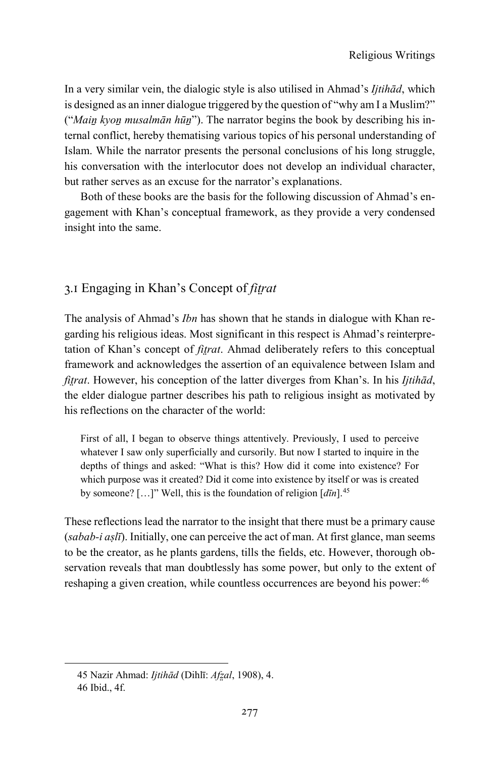In a very similar vein, the dialogic style is also utilised in Ahmad's *Ijtihād*, which is designed as an inner dialogue triggered by the question of "why am I a Muslim?" ("*Maiṉ kyoṉ musalmān hūṉ*"). The narrator begins the book by describing his internal conflict, hereby thematising various topics of his personal understanding of Islam. While the narrator presents the personal conclusions of his long struggle, his conversation with the interlocutor does not develop an individual character, but rather serves as an excuse for the narrator's explanations.

Both of these books are the basis for the following discussion of Ahmad's engagement with Khan's conceptual framework, as they provide a very condensed insight into the same.

## 3.1 Engaging in Khan's Concept of *fiṭrat*

The analysis of Ahmad's *Ibn* has shown that he stands in dialogue with Khan regarding his religious ideas. Most significant in this respect is Ahmad's reinterpretation of Khan's concept of *fiṭrat*. Ahmad deliberately refers to this conceptual framework and acknowledges the assertion of an equivalence between Islam and *fiṭrat*. However, his conception of the latter diverges from Khan's. In his *Ijtihād*, the elder dialogue partner describes his path to religious insight as motivated by his reflections on the character of the world:

> First of all, I began to observe things attentively. Previously, I used to perceive whatever I saw only superficially and cursorily. But now I started to inquire in the depths of things and asked: "What is this? How did it come into existence? For which purpose was it created? Did it come into existence by itself or was is created by someone? […]" Well, this is the foundation of religion [*dīn*].[45]

These reflections lead the narrator to the insight that there must be a primary cause (*sabab-i aṣlī*). Initially, one can perceive the act of man. At first glance, man seems to be the creator, as he plants gardens, tills the fields, etc. However, thorough observation reveals that man doubtlessly has some power, but only to the extent of reshaping a given creation, while countless occurrences are beyond his power:[46]

45 Nazir Ahmad: *Ijtihād* (Dihlī: *Afẓal*, 1908), 4.

46 Ibid., 4f.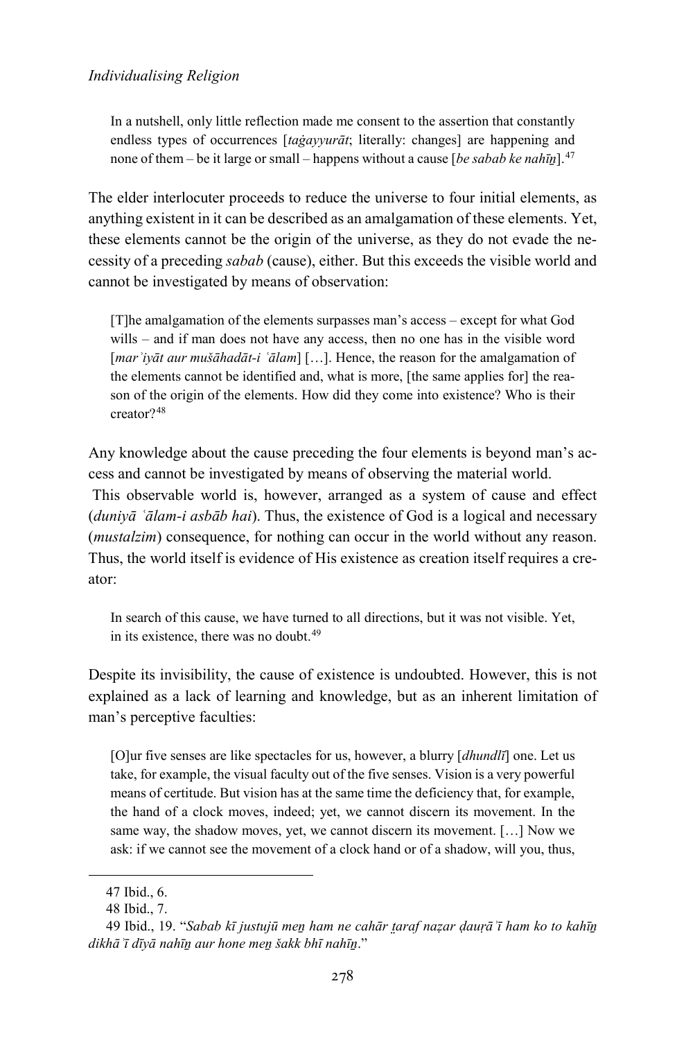> In a nutshell, only little reflection made me consent to the assertion that constantly endless types of occurrences [*taġayyurāt*; literally: changes] are happening and none of them – be it large or small – happens without a cause [*be sabab ke nahīn̠*].[47]

The elder interlocuter proceeds to reduce the universe to four initial elements, as anything existent in it can be described as an amalgamation of these elements. Yet, these elements cannot be the origin of the universe, as they do not evade the necessity of a preceding *sabab* (cause), either. But this exceeds the visible world and cannot be investigated by means of observation:

> [T]he amalgamation of the elements surpasses man's access – except for what God wills – and if man does not have any access, then no one has in the visible word [*marʾiyāt aur mušāhadāt-i ʿālam*] […]. Hence, the reason for the amalgamation of the elements cannot be identified and, what is more, [the same applies for] the reason of the origin of the elements. How did they come into existence? Who is their creator?[48]

Any knowledge about the cause preceding the four elements is beyond man's access and cannot be investigated by means of observing the material world.

This observable world is, however, arranged as a system of cause and effect (*duniyā ʿālam-i asbāb hai*). Thus, the existence of God is a logical and necessary (*mustalzim*) consequence, for nothing can occur in the world without any reason. Thus, the world itself is evidence of His existence as creation itself requires a creator:

> In search of this cause, we have turned to all directions, but it was not visible. Yet, in its existence, there was no doubt.[49]

Despite its invisibility, the cause of existence is undoubted. However, this is not explained as a lack of learning and knowledge, but as an inherent limitation of man's perceptive faculties:

> [O]ur five senses are like spectacles for us, however, a blurry [*dhundlī*] one. Let us take, for example, the visual faculty out of the five senses. Vision is a very powerful means of certitude. But vision has at the same time the deficiency that, for example, the hand of a clock moves, indeed; yet, we cannot discern its movement. In the same way, the shadow moves, yet, we cannot discern its movement. […] Now we ask: if we cannot see the movement of a clock hand or of a shadow, will you, thus,

---

47 Ibid., 6.

48 Ibid., 7.

49 Ibid., 19. "*Sabab kī justujū men̠ ham ne cahār t̠araf naẓar ḍauṛāʾī ham ko to kahīn̠ dikhāʾī dīyā nahīn̠ aur hone men̠ šakk bhī nahīn̠*."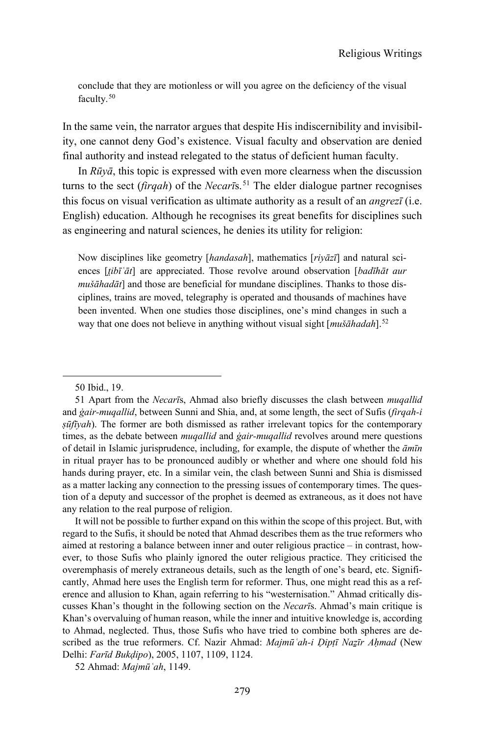> conclude that they are motionless or will you agree on the deficiency of the visual faculty.[50]

In the same vein, the narrator argues that despite His indiscernibility and invisibility, one cannot deny God's existence. Visual faculty and observation are denied final authority and instead relegated to the status of deficient human faculty.

In *Rūyā*, this topic is expressed with even more clearness when the discussion turns to the sect (*firqah*) of the *Necarī*s.[51] The elder dialogue partner recognises this focus on visual verification as ultimate authority as a result of an *angrezī* (i.e. English) education. Although he recognises its great benefits for disciplines such as engineering and natural sciences, he denies its utility for religion:

> Now disciplines like geometry [*handasah*], mathematics [*riyāzī*] and natural sciences [*ṭibīʿāt*] are appreciated. Those revolve around observation [*badīhāt aur mušāhadāt*] and those are beneficial for mundane disciplines. Thanks to those disciplines, trains are moved, telegraphy is operated and thousands of machines have been invented. When one studies those disciplines, one's mind changes in such a way that one does not believe in anything without visual sight [*mušāhadah*].[52]

---

50 Ibid., 19.

51 Apart from the *Necarī*s, Ahmad also briefly discusses the clash between *muqallid* and *ġair-muqallid*, between Sunni and Shia, and, at some length, the sect of Sufis (*firqah-i ṣūfīyah*). The former are both dismissed as rather irrelevant topics for the contemporary times, as the debate between *muqallid* and *ġair-muqallid* revolves around mere questions of detail in Islamic jurisprudence, including, for example, the dispute of whether the *āmīn* in ritual prayer has to be pronounced audibly or whether and where one should fold his hands during prayer, etc. In a similar vein, the clash between Sunni and Shia is dismissed as a matter lacking any connection to the pressing issues of contemporary times. The question of a deputy and successor of the prophet is deemed as extraneous, as it does not have any relation to the real purpose of religion.

It will not be possible to further expand on this within the scope of this project. But, with regard to the Sufis, it should be noted that Ahmad describes them as the true reformers who aimed at restoring a balance between inner and outer religious practice – in contrast, however, to those Sufis who plainly ignored the outer religious practice. They criticised the overemphasis of merely extraneous details, such as the length of one's beard, etc. Significantly, Ahmad here uses the English term for reformer. Thus, one might read this as a reference and allusion to Khan, again referring to his "westernisation." Ahmad critically discusses Khan's thought in the following section on the *Necarī*s. Ahmad's main critique is Khan's overvaluing of human reason, while the inner and intuitive knowledge is, according to Ahmad, neglected. Thus, those Sufis who have tried to combine both spheres are described as the true reformers. Cf. Nazir Ahmad: *Majmūʿah-i Ḍipṭī Naẕīr Aḥmad* (New Delhi: *Farīd Bukḍipo*), 2005, 1107, 1109, 1124.

52 Ahmad: *Majmūʿah*, 1149.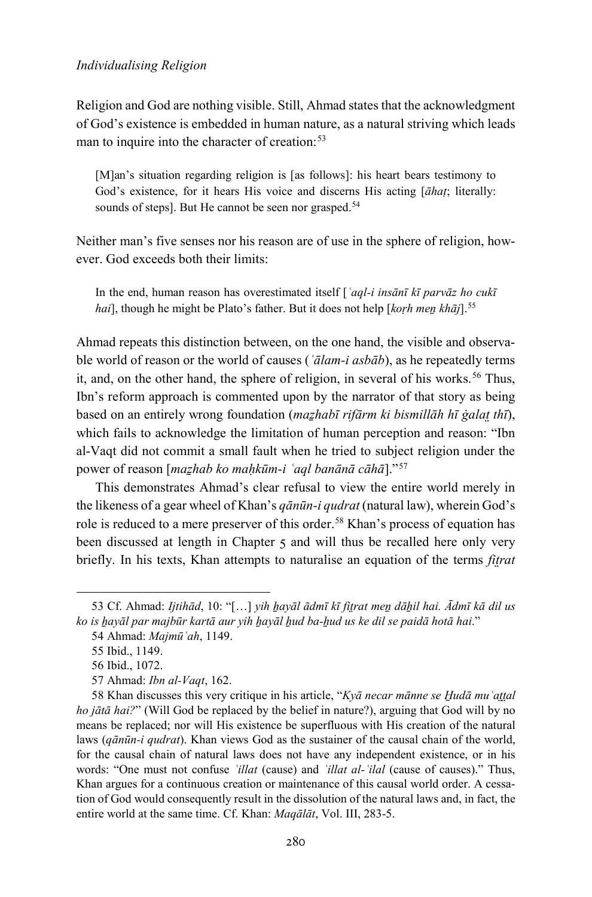Religion and God are nothing visible. Still, Ahmad states that the acknowledgment of God's existence is embedded in human nature, as a natural striving which leads man to inquire into the character of creation:[53]

> [M]an's situation regarding religion is [as follows]: his heart bears testimony to God's existence, for it hears His voice and discerns His acting [*āhaṭ*; literally: sounds of steps]. But He cannot be seen nor grasped.[54]

Neither man's five senses nor his reason are of use in the sphere of religion, however. God exceeds both their limits:

> In the end, human reason has overestimated itself [*ʿaql-i insānī kī parvāz ho cukī hai*], though he might be Plato's father. But it does not help [*koṛh meṉ khāj*].[55]

Ahmad repeats this distinction between, on the one hand, the visible and observable world of reason or the world of causes (*ʿālam-i asbāb*), as he repeatedly terms it, and, on the other hand, the sphere of religion, in several of his works.[56] Thus, Ibn's reform approach is commented upon by the narrator of that story as being based on an entirely wrong foundation (*maẕhabī rifārm ki bismillāh hī ġalaṭ thī*), which fails to acknowledge the limitation of human perception and reason: "Ibn al-Vaqt did not commit a small fault when he tried to subject religion under the power of reason [*maẕhab ko maḥkūm-i ʿaql banānā cāhā*]."[57]

This demonstrates Ahmad's clear refusal to view the entire world merely in the likeness of a gear wheel of Khan's *qānūn-i qudrat* (natural law), wherein God's role is reduced to a mere preserver of this order.[58] Khan's process of equation has been discussed at length in Chapter 5 and will thus be recalled here only very briefly. In his texts, Khan attempts to naturalise an equation of the terms *fiṭrat*

---

53 Cf. Ahmad: *Ijtihād*, 10: "[…] *yih ḫayāl ādmī kī fiṭrat meṉ dāḫil hai. Ādmī kā dil us ko is ḫayāl par majbūr kartā aur yih ḫayāl ḫud ba-ḫud us ke dil se paidā hotā hai*."

54 Ahmad: *Majmūʿah*, 1149.

55 Ibid., 1149.

56 Ibid., 1072.

57 Ahmad: *Ibn al-Vaqt*, 162.

58 Khan discusses this very critique in his article, "*Kyā necar mānne se Ḫudā muʿaṭṭal ho jātā hai?*" (Will God be replaced by the belief in nature?), arguing that God will by no means be replaced; nor will His existence be superfluous with His creation of the natural laws (*qānūn-i qudrat*). Khan views God as the sustainer of the causal chain of the world, for the causal chain of natural laws does not have any independent existence, or in his words: "One must not confuse *ʿillat* (cause) and *ʿillat al-ʿilal* (cause of causes)." Thus, Khan argues for a continuous creation or maintenance of this causal world order. A cessation of God would consequently result in the dissolution of the natural laws and, in fact, the entire world at the same time. Cf. Khan: *Maqālāt*, Vol. III, 283-5.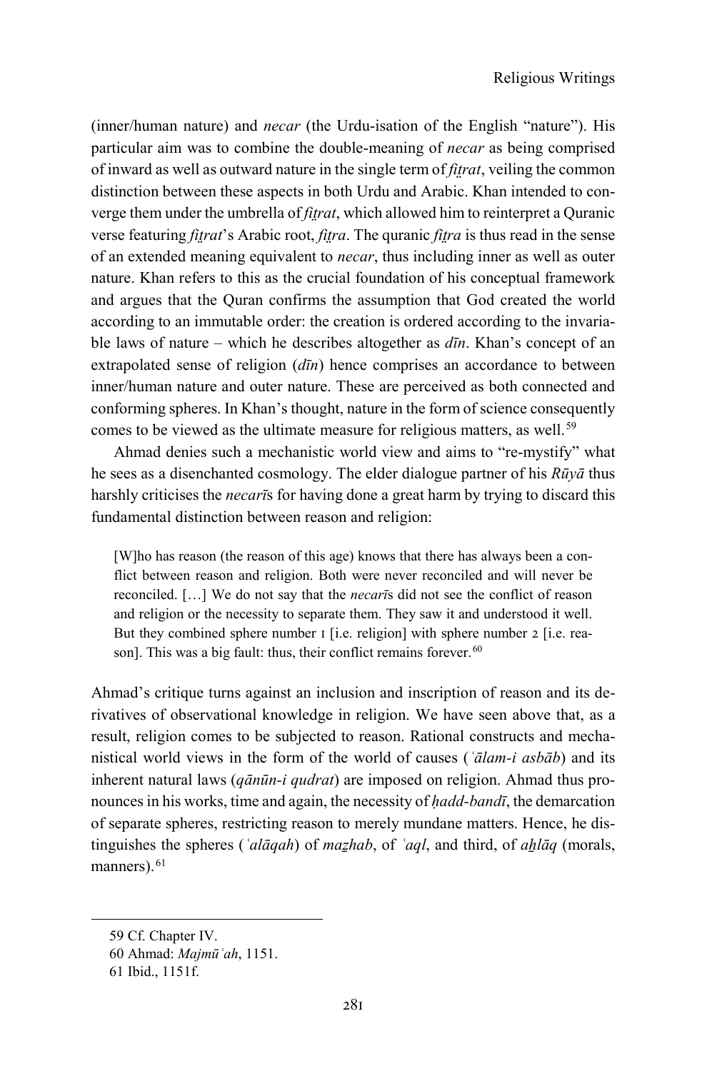(inner/human nature) and *necar* (the Urdu-isation of the English "nature"). His particular aim was to combine the double-meaning of *necar* as being comprised of inward as well as outward nature in the single term of *fiṭrat*, veiling the common distinction between these aspects in both Urdu and Arabic. Khan intended to converge them under the umbrella of *fiṭrat*, which allowed him to reinterpret a Quranic verse featuring *fiṭrat*'s Arabic root, *fiṭra*. The quranic *fiṭra* is thus read in the sense of an extended meaning equivalent to *necar*, thus including inner as well as outer nature. Khan refers to this as the crucial foundation of his conceptual framework and argues that the Quran confirms the assumption that God created the world according to an immutable order: the creation is ordered according to the invariable laws of nature – which he describes altogether as *dīn*. Khan's concept of an extrapolated sense of religion (*dīn*) hence comprises an accordance to between inner/human nature and outer nature. These are perceived as both connected and conforming spheres. In Khan's thought, nature in the form of science consequently comes to be viewed as the ultimate measure for religious matters, as well.[59]

Ahmad denies such a mechanistic world view and aims to "re-mystify" what he sees as a disenchanted cosmology. The elder dialogue partner of his *Rūyā* thus harshly criticises the *necarī*s for having done a great harm by trying to discard this fundamental distinction between reason and religion:

> [W]ho has reason (the reason of this age) knows that there has always been a conflict between reason and religion. Both were never reconciled and will never be reconciled. […] We do not say that the *necarī*s did not see the conflict of reason and religion or the necessity to separate them. They saw it and understood it well. But they combined sphere number 1 [i.e. religion] with sphere number 2 [i.e. reason]. This was a big fault: thus, their conflict remains forever.[60]

Ahmad's critique turns against an inclusion and inscription of reason and its derivatives of observational knowledge in religion. We have seen above that, as a result, religion comes to be subjected to reason. Rational constructs and mechanistical world views in the form of the world of causes (*ʿālam-i asbāb*) and its inherent natural laws (*qānūn-i qudrat*) are imposed on religion. Ahmad thus pronounces in his works, time and again, the necessity of *ḥadd-bandī*, the demarcation of separate spheres, restricting reason to merely mundane matters. Hence, he distinguishes the spheres (*ʿalāqah*) of *maẕhab*, of *ʿaql*, and third, of *aḫlāq* (morals, manners).[61]

---

59 Cf. Chapter IV.

60 Ahmad: *Majmūʿah*, 1151.

61 Ibid., 1151f.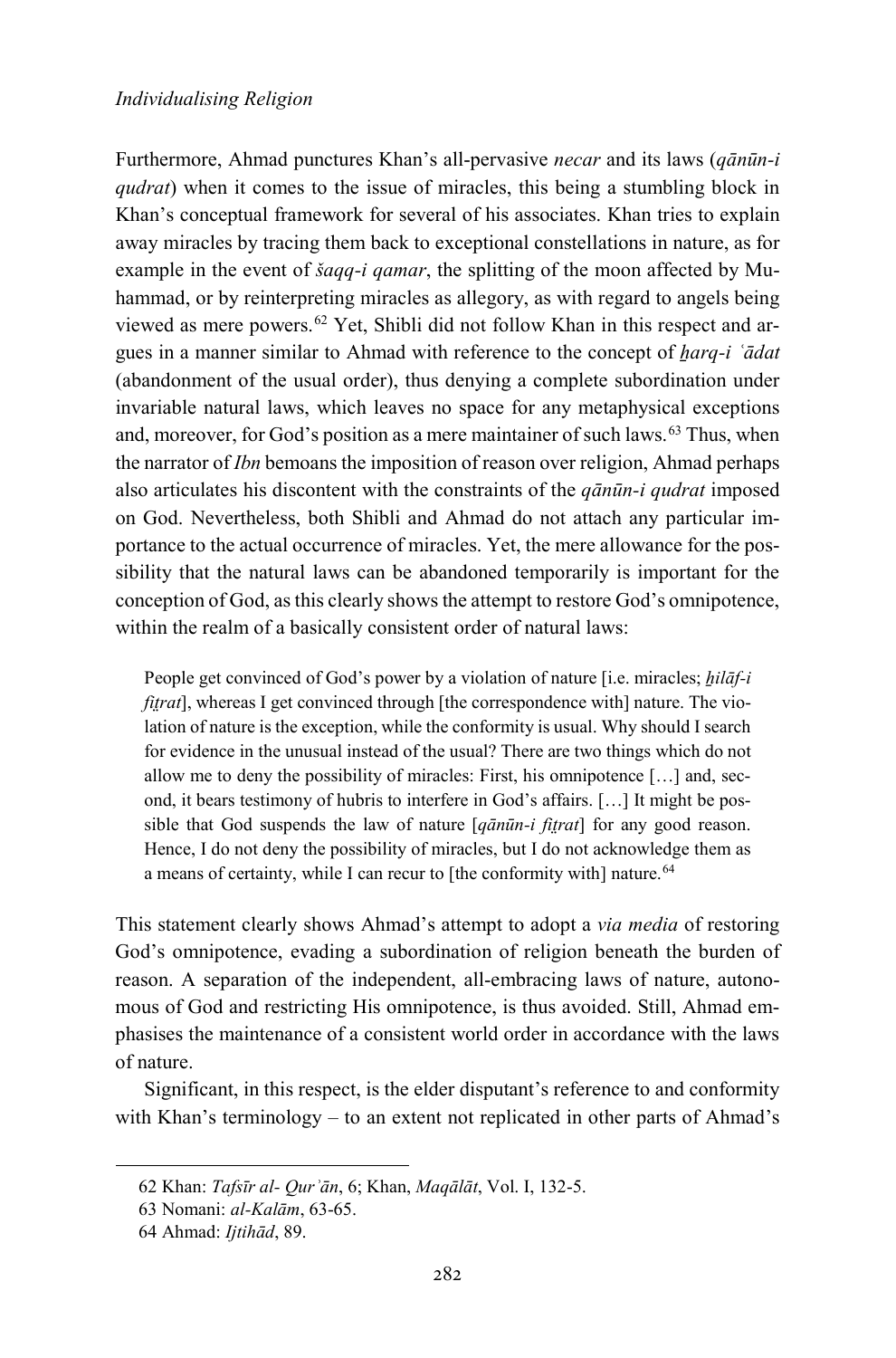Furthermore, Ahmad punctures Khan's all-pervasive *necar* and its laws (*qānūn-i qudrat*) when it comes to the issue of miracles, this being a stumbling block in Khan's conceptual framework for several of his associates. Khan tries to explain away miracles by tracing them back to exceptional constellations in nature, as for example in the event of *šaqq-i qamar*, the splitting of the moon affected by Muhammad, or by reinterpreting miracles as allegory, as with regard to angels being viewed as mere powers.[62] Yet, Shibli did not follow Khan in this respect and argues in a manner similar to Ahmad with reference to the concept of *ẖarq-i ʿādat* (abandonment of the usual order), thus denying a complete subordination under invariable natural laws, which leaves no space for any metaphysical exceptions and, moreover, for God's position as a mere maintainer of such laws.[63] Thus, when the narrator of *Ibn* bemoans the imposition of reason over religion, Ahmad perhaps also articulates his discontent with the constraints of the *qānūn-i qudrat* imposed on God. Nevertheless, both Shibli and Ahmad do not attach any particular importance to the actual occurrence of miracles. Yet, the mere allowance for the possibility that the natural laws can be abandoned temporarily is important for the conception of God, as this clearly shows the attempt to restore God's omnipotence, within the realm of a basically consistent order of natural laws:

> People get convinced of God's power by a violation of nature [i.e. miracles; *ẖilāf-i fiṭrat*], whereas I get convinced through [the correspondence with] nature. The violation of nature is the exception, while the conformity is usual. Why should I search for evidence in the unusual instead of the usual? There are two things which do not allow me to deny the possibility of miracles: First, his omnipotence […] and, second, it bears testimony of hubris to interfere in God's affairs. […] It might be possible that God suspends the law of nature [*qānūn-i fiṭrat*] for any good reason. Hence, I do not deny the possibility of miracles, but I do not acknowledge them as a means of certainty, while I can recur to [the conformity with] nature.[64]

This statement clearly shows Ahmad's attempt to adopt a *via media* of restoring God's omnipotence, evading a subordination of religion beneath the burden of reason. A separation of the independent, all-embracing laws of nature, autonomous of God and restricting His omnipotence, is thus avoided. Still, Ahmad emphasises the maintenance of a consistent world order in accordance with the laws of nature.

Significant, in this respect, is the elder disputant's reference to and conformity with Khan's terminology – to an extent not replicated in other parts of Ahmad's

---

62 Khan: *Tafsīr al- Qurʾān*, 6; Khan, *Maqālāt*, Vol. I, 132-5.

63 Nomani: *al-Kalām*, 63-65.

64 Ahmad: *Ijtihād*, 89.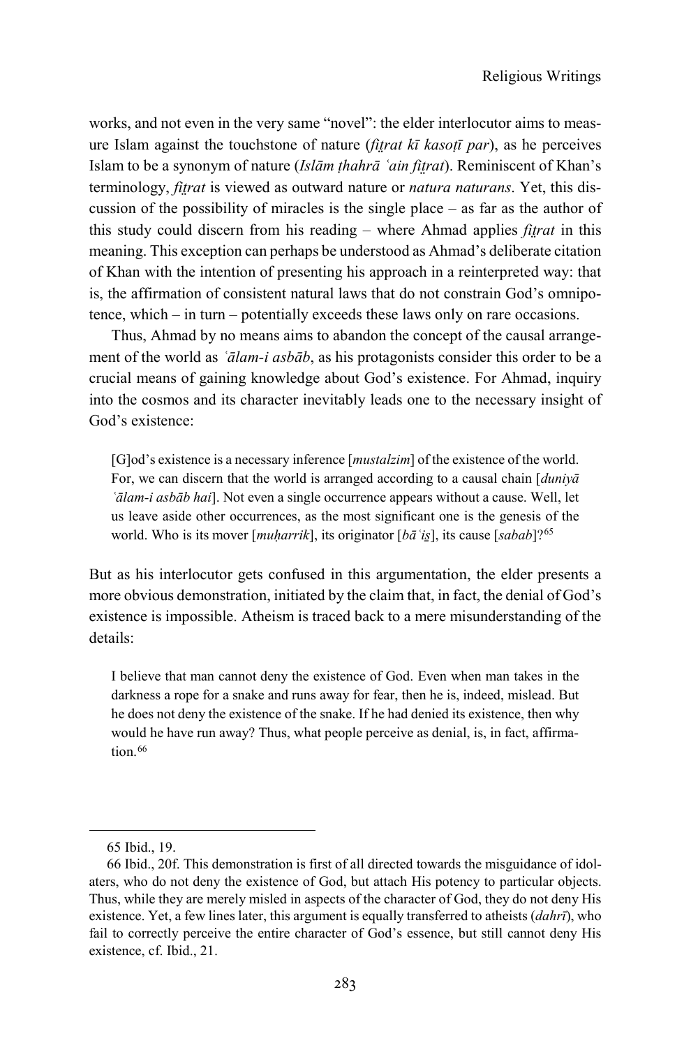works, and not even in the very same "novel": the elder interlocutor aims to measure Islam against the touchstone of nature (*fiṭrat kī kasoṭī par*), as he perceives Islam to be a synonym of nature (*Islām ṭhahrā ʿain fiṭrat*). Reminiscent of Khan's terminology, *fiṭrat* is viewed as outward nature or *natura naturans*. Yet, this discussion of the possibility of miracles is the single place – as far as the author of this study could discern from his reading – where Ahmad applies *fiṭrat* in this meaning. This exception can perhaps be understood as Ahmad's deliberate citation of Khan with the intention of presenting his approach in a reinterpreted way: that is, the affirmation of consistent natural laws that do not constrain God's omnipotence, which – in turn – potentially exceeds these laws only on rare occasions.

Thus, Ahmad by no means aims to abandon the concept of the causal arrangement of the world as *ʿālam-i asbāb*, as his protagonists consider this order to be a crucial means of gaining knowledge about God's existence. For Ahmad, inquiry into the cosmos and its character inevitably leads one to the necessary insight of God's existence:

> [G]od's existence is a necessary inference [*mustalzim*] of the existence of the world. For, we can discern that the world is arranged according to a causal chain [*duniyā ʿālam-i asbāb hai*]. Not even a single occurrence appears without a cause. Well, let us leave aside other occurrences, as the most significant one is the genesis of the world. Who is its mover [*muḥarrik*], its originator [*bāʿis̱*], its cause [*sabab*]?[65]

But as his interlocutor gets confused in this argumentation, the elder presents a more obvious demonstration, initiated by the claim that, in fact, the denial of God's existence is impossible. Atheism is traced back to a mere misunderstanding of the details:

> I believe that man cannot deny the existence of God. Even when man takes in the darkness a rope for a snake and runs away for fear, then he is, indeed, mislead. But he does not deny the existence of the snake. If he had denied its existence, then why would he have run away? Thus, what people perceive as denial, is, in fact, affirmation.[66]

---

65 Ibid., 19.

66 Ibid., 20f. This demonstration is first of all directed towards the misguidance of idolaters, who do not deny the existence of God, but attach His potency to particular objects. Thus, while they are merely misled in aspects of the character of God, they do not deny His existence. Yet, a few lines later, this argument is equally transferred to atheists (*dahrī*), who fail to correctly perceive the entire character of God's essence, but still cannot deny His existence, cf. Ibid., 21.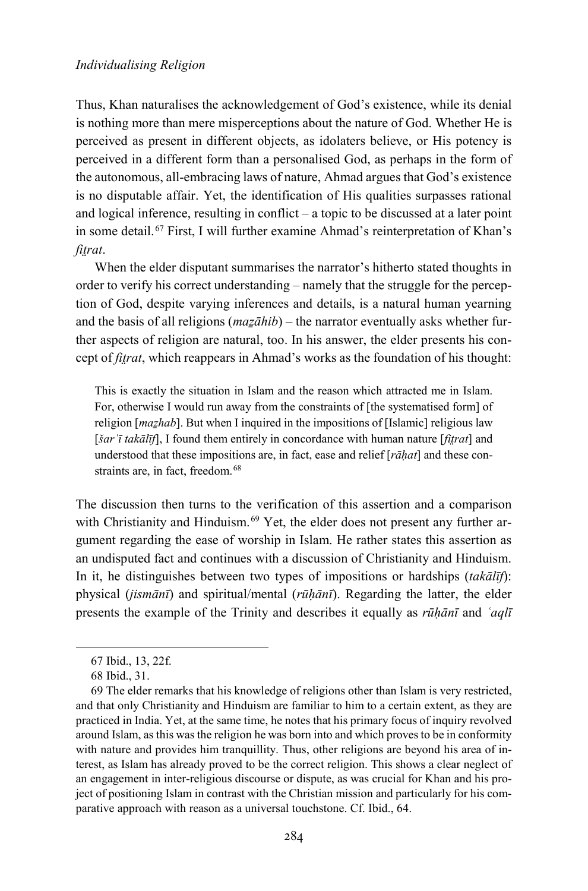Thus, Khan naturalises the acknowledgement of God's existence, while its denial is nothing more than mere misperceptions about the nature of God. Whether He is perceived as present in different objects, as idolaters believe, or His potency is perceived in a different form than a personalised God, as perhaps in the form of the autonomous, all-embracing laws of nature, Ahmad argues that God's existence is no disputable affair. Yet, the identification of His qualities surpasses rational and logical inference, resulting in conflict – a topic to be discussed at a later point in some detail.[67] First, I will further examine Ahmad's reinterpretation of Khan's *fiṭrat*.

When the elder disputant summarises the narrator's hitherto stated thoughts in order to verify his correct understanding – namely that the struggle for the perception of God, despite varying inferences and details, is a natural human yearning and the basis of all religions (*maẕāhib*) – the narrator eventually asks whether further aspects of religion are natural, too. In his answer, the elder presents his concept of *fiṭrat*, which reappears in Ahmad's works as the foundation of his thought:

> This is exactly the situation in Islam and the reason which attracted me in Islam. For, otherwise I would run away from the constraints of [the systematised form] of religion [*maẕhab*]. But when I inquired in the impositions of [Islamic] religious law [*šarʿī takālīf*], I found them entirely in concordance with human nature [*fiṭrat*] and understood that these impositions are, in fact, ease and relief [*rāḥat*] and these constraints are, in fact, freedom.[68]

The discussion then turns to the verification of this assertion and a comparison with Christianity and Hinduism.[69] Yet, the elder does not present any further argument regarding the ease of worship in Islam. He rather states this assertion as an undisputed fact and continues with a discussion of Christianity and Hinduism. In it, he distinguishes between two types of impositions or hardships (*takālīf*): physical (*jismānī*) and spiritual/mental (*rūḥānī*). Regarding the latter, the elder presents the example of the Trinity and describes it equally as *rūḥānī* and *ʿaqlī*

---

67 Ibid., 13, 22f.

68 Ibid., 31.

69 The elder remarks that his knowledge of religions other than Islam is very restricted, and that only Christianity and Hinduism are familiar to him to a certain extent, as they are practiced in India. Yet, at the same time, he notes that his primary focus of inquiry revolved around Islam, as this was the religion he was born into and which proves to be in conformity with nature and provides him tranquillity. Thus, other religions are beyond his area of interest, as Islam has already proved to be the correct religion. This shows a clear neglect of an engagement in inter-religious discourse or dispute, as was crucial for Khan and his project of positioning Islam in contrast with the Christian mission and particularly for his comparative approach with reason as a universal touchstone. Cf. Ibid., 64.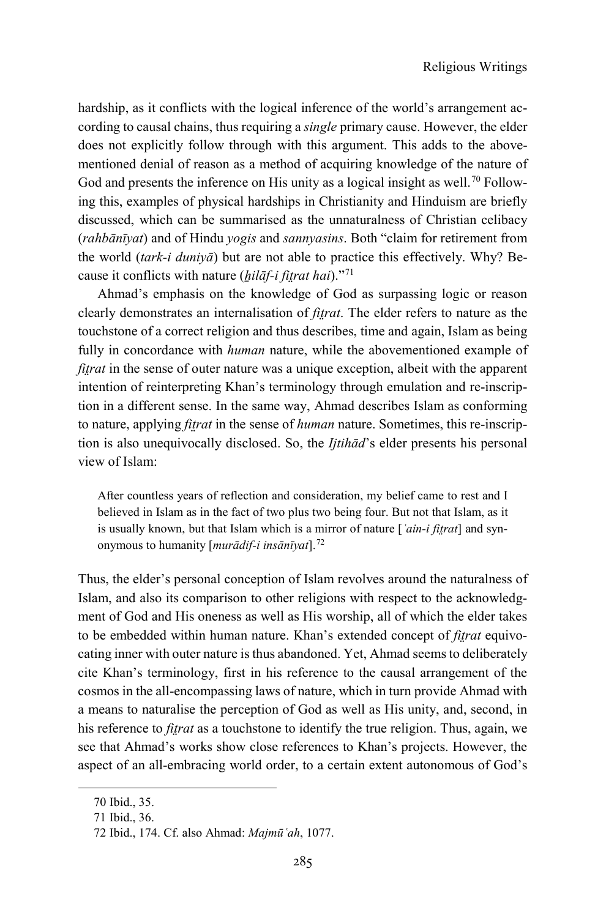hardship, as it conflicts with the logical inference of the world's arrangement according to causal chains, thus requiring a *single* primary cause. However, the elder does not explicitly follow through with this argument. This adds to the abovementioned denial of reason as a method of acquiring knowledge of the nature of God and presents the inference on His unity as a logical insight as well.[70] Following this, examples of physical hardships in Christianity and Hinduism are briefly discussed, which can be summarised as the unnaturalness of Christian celibacy (*rahbānīyat*) and of Hindu *yogis* and *sannyasins*. Both "claim for retirement from the world (*tark-i duniyā*) but are not able to practice this effectively. Why? Because it conflicts with nature (*ḫilāf-i fiṭrat hai*)."[71]

Ahmad's emphasis on the knowledge of God as surpassing logic or reason clearly demonstrates an internalisation of *fiṭrat*. The elder refers to nature as the touchstone of a correct religion and thus describes, time and again, Islam as being fully in concordance with *human* nature, while the abovementioned example of *fiṭrat* in the sense of outer nature was a unique exception, albeit with the apparent intention of reinterpreting Khan's terminology through emulation and re-inscription in a different sense. In the same way, Ahmad describes Islam as conforming to nature, applying *fiṭrat* in the sense of *human* nature. Sometimes, this re-inscription is also unequivocally disclosed. So, the *Ijtihād*'s elder presents his personal view of Islam:

> After countless years of reflection and consideration, my belief came to rest and I believed in Islam as in the fact of two plus two being four. But not that Islam, as it is usually known, but that Islam which is a mirror of nature [*ʿain-i fiṭrat*] and synonymous to humanity [*murādif-i insānīyat*].[72]

Thus, the elder's personal conception of Islam revolves around the naturalness of Islam, and also its comparison to other religions with respect to the acknowledgment of God and His oneness as well as His worship, all of which the elder takes to be embedded within human nature. Khan's extended concept of *fiṭrat* equivocating inner with outer nature is thus abandoned. Yet, Ahmad seems to deliberately cite Khan's terminology, first in his reference to the causal arrangement of the cosmos in the all-encompassing laws of nature, which in turn provide Ahmad with a means to naturalise the perception of God as well as His unity, and, second, in his reference to *fiṭrat* as a touchstone to identify the true religion. Thus, again, we see that Ahmad's works show close references to Khan's projects. However, the aspect of an all-embracing world order, to a certain extent autonomous of God's

---

70 Ibid., 35.

71 Ibid., 36.

72 Ibid., 174. Cf. also Ahmad: *Majmūʿah*, 1077.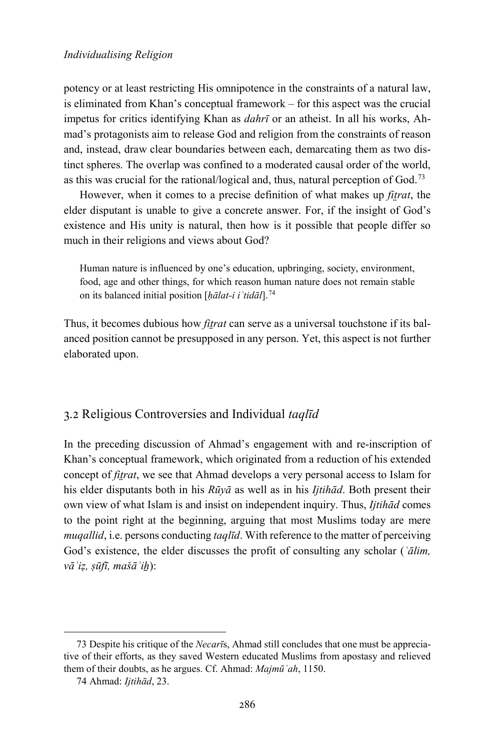potency or at least restricting His omnipotence in the constraints of a natural law, is eliminated from Khan's conceptual framework – for this aspect was the crucial impetus for critics identifying Khan as *dahrī* or an atheist. In all his works, Ahmad's protagonists aim to release God and religion from the constraints of reason and, instead, draw clear boundaries between each, demarcating them as two distinct spheres. The overlap was confined to a moderated causal order of the world, as this was crucial for the rational/logical and, thus, natural perception of God.[73]

However, when it comes to a precise definition of what makes up *fiṭrat*, the elder disputant is unable to give a concrete answer. For, if the insight of God's existence and His unity is natural, then how is it possible that people differ so much in their religions and views about God?

> Human nature is influenced by one's education, upbringing, society, environment, food, age and other things, for which reason human nature does not remain stable on its balanced initial position [*ḥālat-i iʿtidāl*].[74]

Thus, it becomes dubious how *fiṭrat* can serve as a universal touchstone if its balanced position cannot be presupposed in any person. Yet, this aspect is not further elaborated upon.

## 3.2 Religious Controversies and Individual *taqlīd*

In the preceding discussion of Ahmad's engagement with and re-inscription of Khan's conceptual framework, which originated from a reduction of his extended concept of *fiṭrat*, we see that Ahmad develops a very personal access to Islam for his elder disputants both in his *Rūyā* as well as in his *Ijtihād*. Both present their own view of what Islam is and insist on independent inquiry. Thus, *Ijtihād* comes to the point right at the beginning, arguing that most Muslims today are mere *muqallid*, i.e. persons conducting *taqlīd*. With reference to the matter of perceiving God's existence, the elder discusses the profit of consulting any scholar (*ʿālim, vāʿiẓ, ṣūfī, mašāʾiḫ*):

---

73 Despite his critique of the *Necarī*s, Ahmad still concludes that one must be appreciative of their efforts, as they saved Western educated Muslims from apostasy and relieved them of their doubts, as he argues. Cf. Ahmad: *Majmūʿah*, 1150.

74 Ahmad: *Ijtihād*, 23.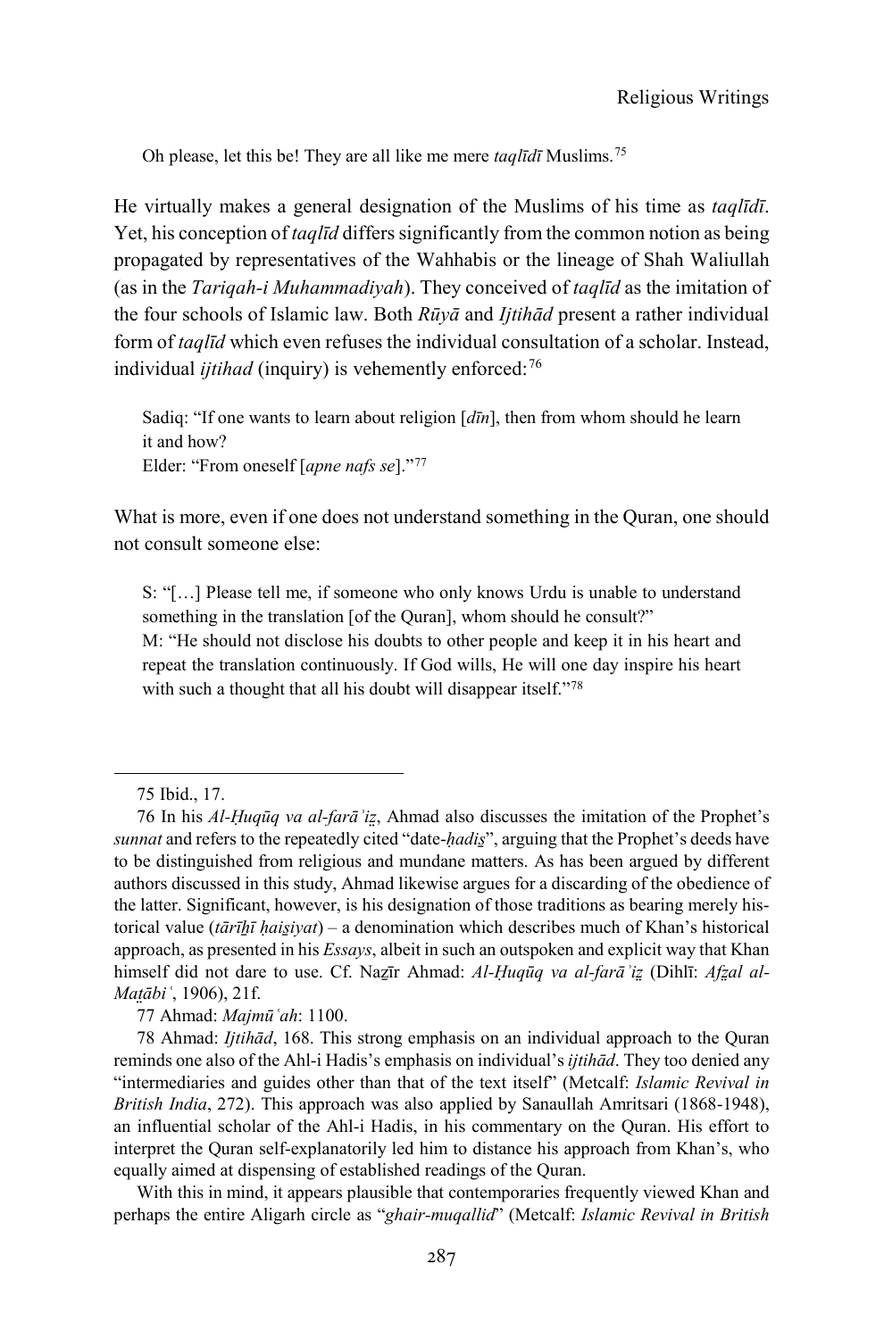Oh please, let this be! They are all like me mere *taqlīdī* Muslims.[75]

He virtually makes a general designation of the Muslims of his time as *taqlīdī*. Yet, his conception of *taqlīd* differs significantly from the common notion as being propagated by representatives of the Wahhabis or the lineage of Shah Waliullah (as in the *Tariqah-i Muhammadiyah*). They conceived of *taqlīd* as the imitation of the four schools of Islamic law. Both *Rūyā* and *Ijtihād* present a rather individual form of *taqlīd* which even refuses the individual consultation of a scholar. Instead, individual *ijtihad* (inquiry) is vehemently enforced:[76]

> Sadiq: "If one wants to learn about religion [*dīn*], then from whom should he learn it and how?
> Elder: "From oneself [*apne nafs se*]."[77]

What is more, even if one does not understand something in the Quran, one should not consult someone else:

> S: "[…] Please tell me, if someone who only knows Urdu is unable to understand something in the translation [of the Quran], whom should he consult?"
> M: "He should not disclose his doubts to other people and keep it in his heart and repeat the translation continuously. If God wills, He will one day inspire his heart with such a thought that all his doubt will disappear itself."[78]

---

75 Ibid., 17.

76 In his *Al-Ḥuqūq va al-farāʾiẓ*, Ahmad also discusses the imitation of the Prophet's *sunnat* and refers to the repeatedly cited "date-*ḥadis̱*", arguing that the Prophet's deeds have to be distinguished from religious and mundane matters. As has been argued by different authors discussed in this study, Ahmad likewise argues for a discarding of the obedience of the latter. Significant, however, is his designation of those traditions as bearing merely historical value (*tārīḵẖī ḥais̱iyat*) – a denomination which describes much of Khan's historical approach, as presented in his *Essays*, albeit in such an outspoken and explicit way that Khan himself did not dare to use. Cf. Naẕīr Ahmad: *Al-Ḥuqūq va al-farāʾiẓ* (Dihlī: *Afẕal al-Maṭābiʿ*, 1906), 21f.

77 Ahmad: *Majmūʿah*: 1100.

78 Ahmad: *Ijtihād*, 168. This strong emphasis on an individual approach to the Quran reminds one also of the Ahl-i Hadis's emphasis on individual's *ijtihād*. They too denied any "intermediaries and guides other than that of the text itself" (Metcalf: *Islamic Revival in British India*, 272). This approach was also applied by Sanaullah Amritsari (1868-1948), an influential scholar of the Ahl-i Hadis, in his commentary on the Quran. His effort to interpret the Quran self-explanatorily led him to distance his approach from Khan's, who equally aimed at dispensing of established readings of the Quran.

With this in mind, it appears plausible that contemporaries frequently viewed Khan and perhaps the entire Aligarh circle as "*ghair-muqallid*" (Metcalf: *Islamic Revival in British*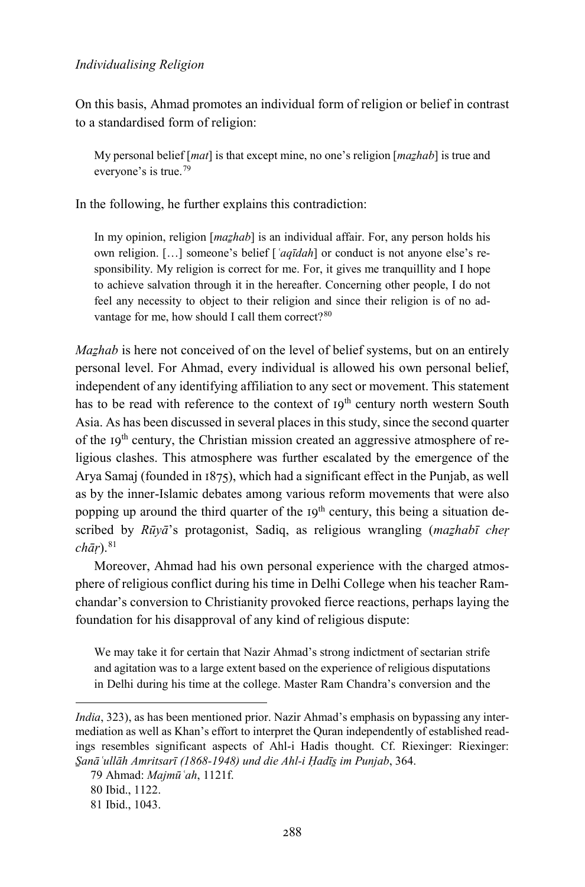On this basis, Ahmad promotes an individual form of religion or belief in contrast to a standardised form of religion:

> My personal belief [*mat*] is that except mine, no one's religion [*maẕhab*] is true and everyone's is true.[79]

In the following, he further explains this contradiction:

> In my opinion, religion [*maẕhab*] is an individual affair. For, any person holds his own religion. […] someone's belief [*ʿaqīdah*] or conduct is not anyone else's responsibility. My religion is correct for me. For, it gives me tranquillity and I hope to achieve salvation through it in the hereafter. Concerning other people, I do not feel any necessity to object to their religion and since their religion is of no advantage for me, how should I call them correct?[80]

*Maẕhab* is here not conceived of on the level of belief systems, but on an entirely personal level. For Ahmad, every individual is allowed his own personal belief, independent of any identifying affiliation to any sect or movement. This statement has to be read with reference to the context of 19th century north western South Asia. As has been discussed in several places in this study, since the second quarter of the 19th century, the Christian mission created an aggressive atmosphere of religious clashes. This atmosphere was further escalated by the emergence of the Arya Samaj (founded in 1875), which had a significant effect in the Punjab, as well as by the inner-Islamic debates among various reform movements that were also popping up around the third quarter of the 19th century, this being a situation described by *Rūyā*'s protagonist, Sadiq, as religious wrangling (*maẕhabī cheṛ chāṛ*).[81]

Moreover, Ahmad had his own personal experience with the charged atmosphere of religious conflict during his time in Delhi College when his teacher Ramchandar's conversion to Christianity provoked fierce reactions, perhaps laying the foundation for his disapproval of any kind of religious dispute:

> We may take it for certain that Nazir Ahmad's strong indictment of sectarian strife and agitation was to a large extent based on the experience of religious disputations in Delhi during his time at the college. Master Ram Chandra's conversion and the

---

*India*, 323), as has been mentioned prior. Nazir Ahmad's emphasis on bypassing any intermediation as well as Khan's effort to interpret the Quran independently of established readings resembles significant aspects of Ahl-i Hadis thought. Cf. Riexinger: Riexinger: *Ṣanāʿullāh Amritsarī (1868-1948) und die Ahl-i Ḥadīs̱ im Punjab*, 364.

79 Ahmad: *Majmūʿah*, 1121f.

80 Ibid., 1122.

81 Ibid., 1043.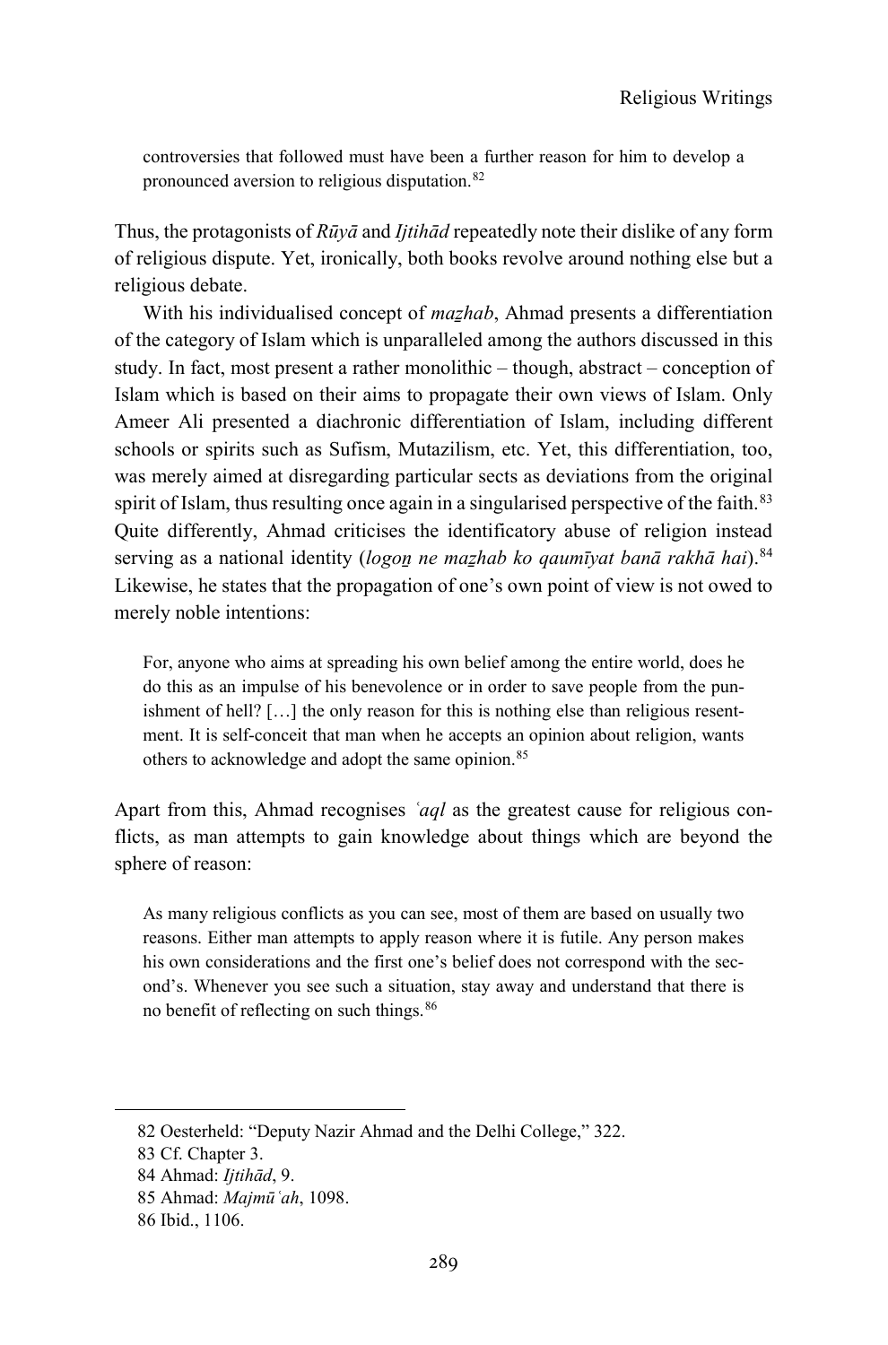> controversies that followed must have been a further reason for him to develop a pronounced aversion to religious disputation.[82]

Thus, the protagonists of *Rūyā* and *Ijtihād* repeatedly note their dislike of any form of religious dispute. Yet, ironically, both books revolve around nothing else but a religious debate.

With his individualised concept of *maẕhab*, Ahmad presents a differentiation of the category of Islam which is unparalleled among the authors discussed in this study. In fact, most present a rather monolithic – though, abstract – conception of Islam which is based on their aims to propagate their own views of Islam. Only Ameer Ali presented a diachronic differentiation of Islam, including different schools or spirits such as Sufism, Mutazilism, etc. Yet, this differentiation, too, was merely aimed at disregarding particular sects as deviations from the original spirit of Islam, thus resulting once again in a singularised perspective of the faith.[83] Quite differently, Ahmad criticises the identificatory abuse of religion instead serving as a national identity (*logon̲ ne maẕhab ko qaumīyat banā rakhā hai*).[84] Likewise, he states that the propagation of one's own point of view is not owed to merely noble intentions:

> For, anyone who aims at spreading his own belief among the entire world, does he do this as an impulse of his benevolence or in order to save people from the punishment of hell? […] the only reason for this is nothing else than religious resentment. It is self-conceit that man when he accepts an opinion about religion, wants others to acknowledge and adopt the same opinion.[85]

Apart from this, Ahmad recognises *ʿaql* as the greatest cause for religious conflicts, as man attempts to gain knowledge about things which are beyond the sphere of reason:

> As many religious conflicts as you can see, most of them are based on usually two reasons. Either man attempts to apply reason where it is futile. Any person makes his own considerations and the first one's belief does not correspond with the second's. Whenever you see such a situation, stay away and understand that there is no benefit of reflecting on such things.[86]

---

82 Oesterheld: "Deputy Nazir Ahmad and the Delhi College," 322.

83 Cf. Chapter 3.

84 Ahmad: *Ijtihād*, 9.

85 Ahmad: *Majmūʿah*, 1098.

86 Ibid., 1106.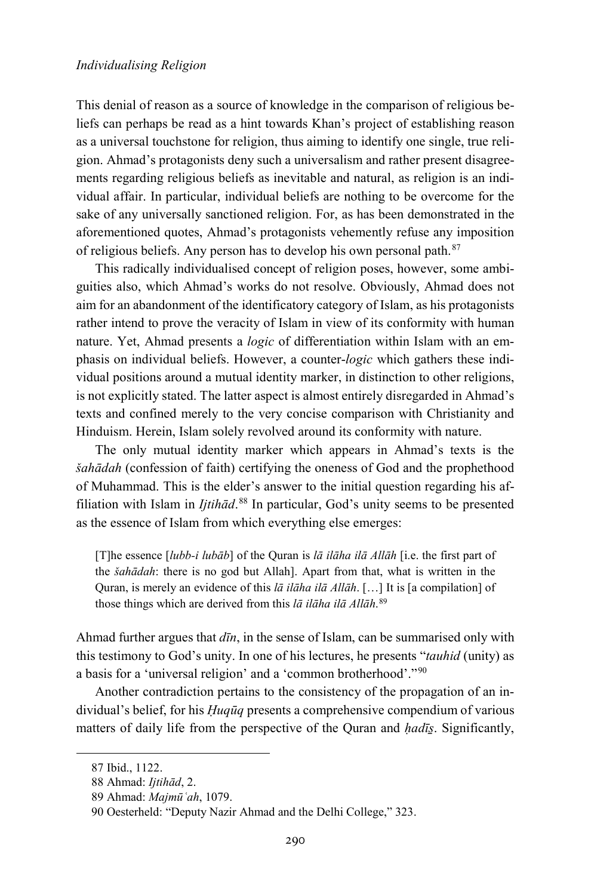This denial of reason as a source of knowledge in the comparison of religious beliefs can perhaps be read as a hint towards Khan's project of establishing reason as a universal touchstone for religion, thus aiming to identify one single, true religion. Ahmad's protagonists deny such a universalism and rather present disagreements regarding religious beliefs as inevitable and natural, as religion is an individual affair. In particular, individual beliefs are nothing to be overcome for the sake of any universally sanctioned religion. For, as has been demonstrated in the aforementioned quotes, Ahmad's protagonists vehemently refuse any imposition of religious beliefs. Any person has to develop his own personal path.[87]

This radically individualised concept of religion poses, however, some ambiguities also, which Ahmad's works do not resolve. Obviously, Ahmad does not aim for an abandonment of the identificatory category of Islam, as his protagonists rather intend to prove the veracity of Islam in view of its conformity with human nature. Yet, Ahmad presents a *logic* of differentiation within Islam with an emphasis on individual beliefs. However, a counter-*logic* which gathers these individual positions around a mutual identity marker, in distinction to other religions, is not explicitly stated. The latter aspect is almost entirely disregarded in Ahmad's texts and confined merely to the very concise comparison with Christianity and Hinduism. Herein, Islam solely revolved around its conformity with nature.

The only mutual identity marker which appears in Ahmad's texts is the *šahādah* (confession of faith) certifying the oneness of God and the prophethood of Muhammad. This is the elder's answer to the initial question regarding his affiliation with Islam in *Ijtihād*.[88] In particular, God's unity seems to be presented as the essence of Islam from which everything else emerges:

> [T]he essence [*lubb-i lubāb*] of the Quran is *lā ilāha ilā Allāh* [i.e. the first part of the *šahādah*: there is no god but Allah]. Apart from that, what is written in the Quran, is merely an evidence of this *lā ilāha ilā Allāh*. […] It is [a compilation] of those things which are derived from this *lā ilāha ilā Allāh*.[89]

Ahmad further argues that *dīn*, in the sense of Islam, can be summarised only with this testimony to God's unity. In one of his lectures, he presents "*tauhid* (unity) as a basis for a 'universal religion' and a 'common brotherhood'."[90]

Another contradiction pertains to the consistency of the propagation of an individual's belief, for his *Ḥuqūq* presents a comprehensive compendium of various matters of daily life from the perspective of the Quran and *ḥadīṣ*. Significantly,

---

87 Ibid., 1122.

88 Ahmad: *Ijtihād*, 2.

89 Ahmad: *Majmūʿah*, 1079.

90 Oesterheld: "Deputy Nazir Ahmad and the Delhi College," 323.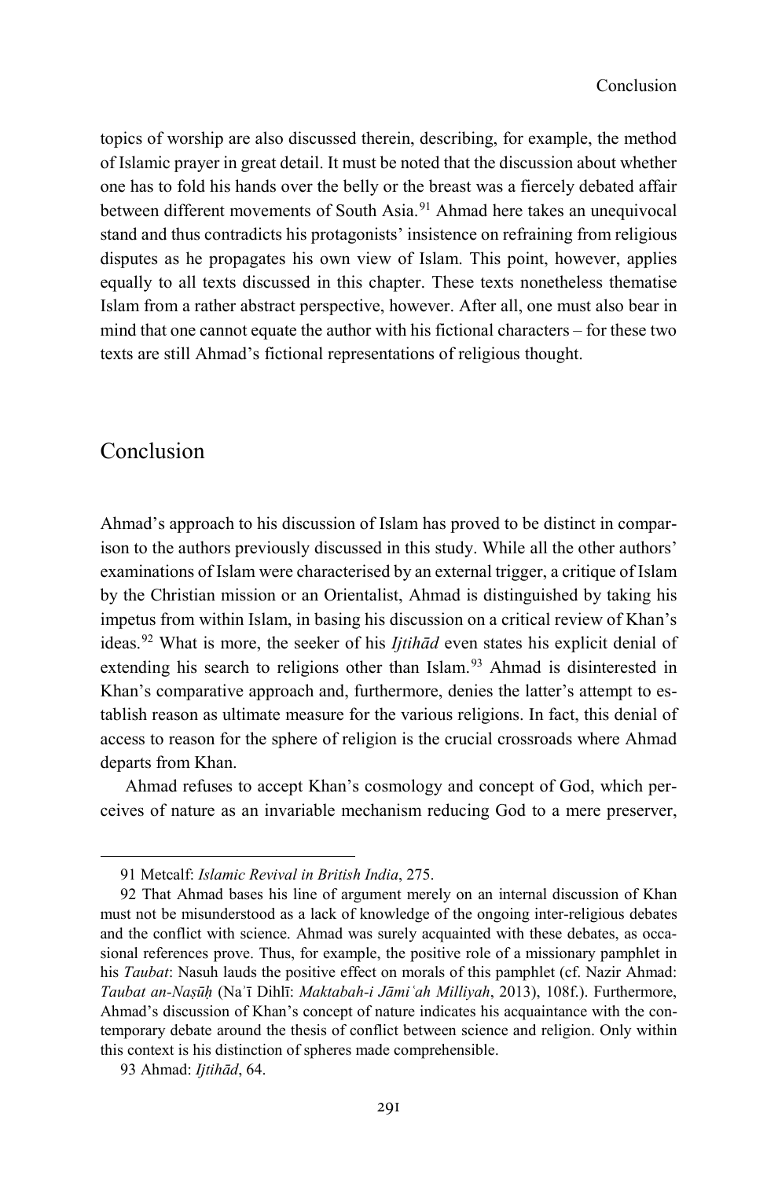topics of worship are also discussed therein, describing, for example, the method of Islamic prayer in great detail. It must be noted that the discussion about whether one has to fold his hands over the belly or the breast was a fiercely debated affair between different movements of South Asia.[91] Ahmad here takes an unequivocal stand and thus contradicts his protagonists' insistence on refraining from religious disputes as he propagates his own view of Islam. This point, however, applies equally to all texts discussed in this chapter. These texts nonetheless thematise Islam from a rather abstract perspective, however. After all, one must also bear in mind that one cannot equate the author with his fictional characters – for these two texts are still Ahmad's fictional representations of religious thought.

## Conclusion

Ahmad's approach to his discussion of Islam has proved to be distinct in comparison to the authors previously discussed in this study. While all the other authors' examinations of Islam were characterised by an external trigger, a critique of Islam by the Christian mission or an Orientalist, Ahmad is distinguished by taking his impetus from within Islam, in basing his discussion on a critical review of Khan's ideas.[92] What is more, the seeker of his *Ijtihād* even states his explicit denial of extending his search to religions other than Islam.[93] Ahmad is disinterested in Khan's comparative approach and, furthermore, denies the latter's attempt to establish reason as ultimate measure for the various religions. In fact, this denial of access to reason for the sphere of religion is the crucial crossroads where Ahmad departs from Khan.

Ahmad refuses to accept Khan's cosmology and concept of God, which perceives of nature as an invariable mechanism reducing God to a mere preserver,

---

91 Metcalf: *Islamic Revival in British India*, 275.

92 That Ahmad bases his line of argument merely on an internal discussion of Khan must not be misunderstood as a lack of knowledge of the ongoing inter-religious debates and the conflict with science. Ahmad was surely acquainted with these debates, as occasional references prove. Thus, for example, the positive role of a missionary pamphlet in his *Taubat*: Nasuh lauds the positive effect on morals of this pamphlet (cf. Nazir Ahmad: *Taubat an-Naṣūḥ* (Naʾī Dihlī: *Maktabah-i Jāmiʿah Milliyah*, 2013), 108f.). Furthermore, Ahmad's discussion of Khan's concept of nature indicates his acquaintance with the contemporary debate around the thesis of conflict between science and religion. Only within this context is his distinction of spheres made comprehensible.

93 Ahmad: *Ijtihād*, 64.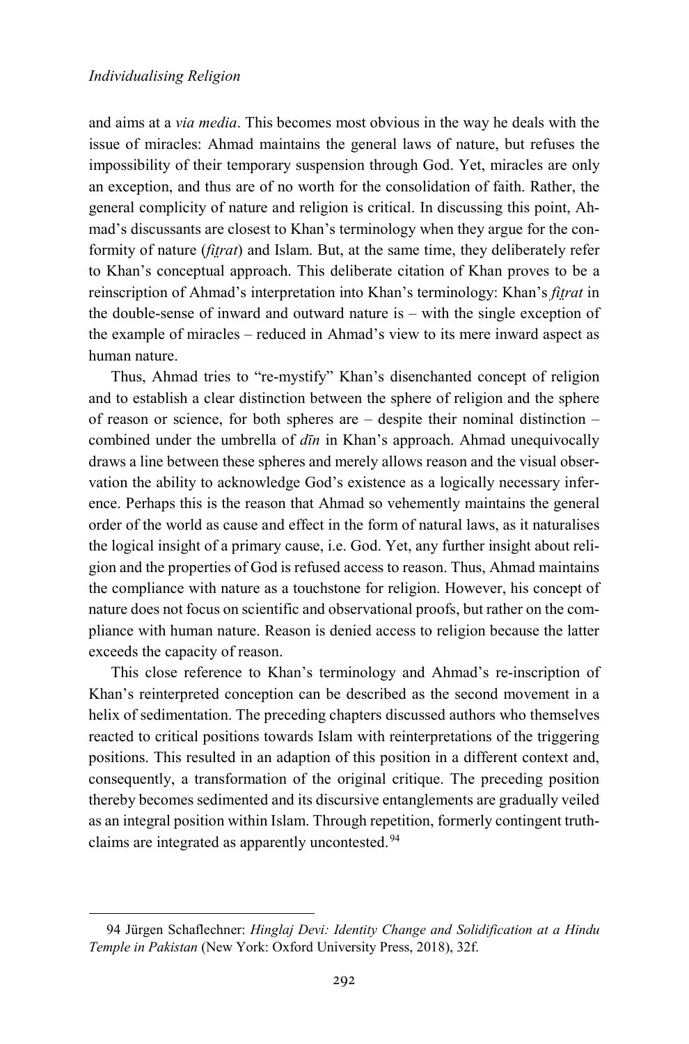and aims at a *via media*. This becomes most obvious in the way he deals with the issue of miracles: Ahmad maintains the general laws of nature, but refuses the impossibility of their temporary suspension through God. Yet, miracles are only an exception, and thus are of no worth for the consolidation of faith. Rather, the general complicity of nature and religion is critical. In discussing this point, Ahmad's discussants are closest to Khan's terminology when they argue for the conformity of nature (*fiṭrat*) and Islam. But, at the same time, they deliberately refer to Khan's conceptual approach. This deliberate citation of Khan proves to be a reinscription of Ahmad's interpretation into Khan's terminology: Khan's *fiṭrat* in the double-sense of inward and outward nature is – with the single exception of the example of miracles – reduced in Ahmad's view to its mere inward aspect as human nature.

Thus, Ahmad tries to "re-mystify" Khan's disenchanted concept of religion and to establish a clear distinction between the sphere of religion and the sphere of reason or science, for both spheres are – despite their nominal distinction – combined under the umbrella of *dīn* in Khan's approach. Ahmad unequivocally draws a line between these spheres and merely allows reason and the visual observation the ability to acknowledge God's existence as a logically necessary inference. Perhaps this is the reason that Ahmad so vehemently maintains the general order of the world as cause and effect in the form of natural laws, as it naturalises the logical insight of a primary cause, i.e. God. Yet, any further insight about religion and the properties of God is refused access to reason. Thus, Ahmad maintains the compliance with nature as a touchstone for religion. However, his concept of nature does not focus on scientific and observational proofs, but rather on the compliance with human nature. Reason is denied access to religion because the latter exceeds the capacity of reason.

This close reference to Khan's terminology and Ahmad's re-inscription of Khan's reinterpreted conception can be described as the second movement in a helix of sedimentation. The preceding chapters discussed authors who themselves reacted to critical positions towards Islam with reinterpretations of the triggering positions. This resulted in an adaption of this position in a different context and, consequently, a transformation of the original critique. The preceding position thereby becomes sedimented and its discursive entanglements are gradually veiled as an integral position within Islam. Through repetition, formerly contingent truth-claims are integrated as apparently uncontested.[94]

---

94 Jürgen Schaflechner: *Hinglaj Devi: Identity Change and Solidification at a Hindu Temple in Pakistan* (New York: Oxford University Press, 2018), 32f.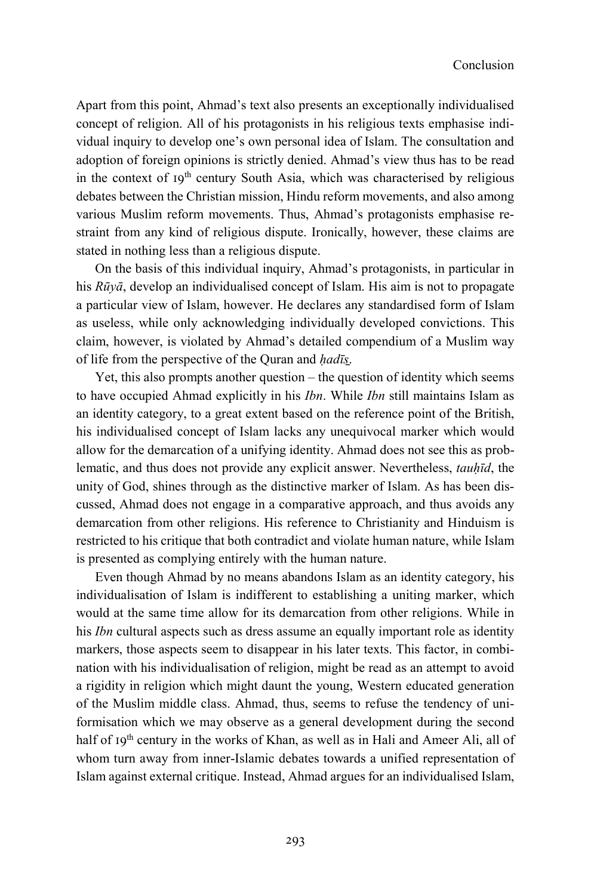Apart from this point, Ahmad's text also presents an exceptionally individualised concept of religion. All of his protagonists in his religious texts emphasise individual inquiry to develop one's own personal idea of Islam. The consultation and adoption of foreign opinions is strictly denied. Ahmad's view thus has to be read in the context of 19th century South Asia, which was characterised by religious debates between the Christian mission, Hindu reform movements, and also among various Muslim reform movements. Thus, Ahmad's protagonists emphasise restraint from any kind of religious dispute. Ironically, however, these claims are stated in nothing less than a religious dispute.

On the basis of this individual inquiry, Ahmad's protagonists, in particular in his *Rūyā*, develop an individualised concept of Islam. His aim is not to propagate a particular view of Islam, however. He declares any standardised form of Islam as useless, while only acknowledging individually developed convictions. This claim, however, is violated by Ahmad's detailed compendium of a Muslim way of life from the perspective of the Quran and *ḥadīs̱*.

Yet, this also prompts another question – the question of identity which seems to have occupied Ahmad explicitly in his *Ibn*. While *Ibn* still maintains Islam as an identity category, to a great extent based on the reference point of the British, his individualised concept of Islam lacks any unequivocal marker which would allow for the demarcation of a unifying identity. Ahmad does not see this as problematic, and thus does not provide any explicit answer. Nevertheless, *tauḥīd*, the unity of God, shines through as the distinctive marker of Islam. As has been discussed, Ahmad does not engage in a comparative approach, and thus avoids any demarcation from other religions. His reference to Christianity and Hinduism is restricted to his critique that both contradict and violate human nature, while Islam is presented as complying entirely with the human nature.

Even though Ahmad by no means abandons Islam as an identity category, his individualisation of Islam is indifferent to establishing a uniting marker, which would at the same time allow for its demarcation from other religions. While in his *Ibn* cultural aspects such as dress assume an equally important role as identity markers, those aspects seem to disappear in his later texts. This factor, in combination with his individualisation of religion, might be read as an attempt to avoid a rigidity in religion which might daunt the young, Western educated generation of the Muslim middle class. Ahmad, thus, seems to refuse the tendency of uniformisation which we may observe as a general development during the second half of 19th century in the works of Khan, as well as in Hali and Ameer Ali, all of whom turn away from inner-Islamic debates towards a unified representation of Islam against external critique. Instead, Ahmad argues for an individualised Islam,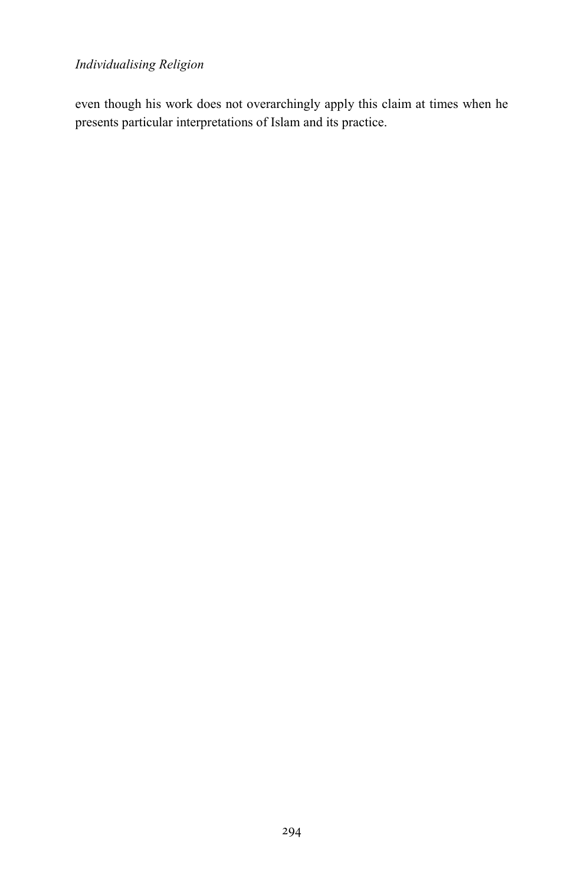even though his work does not overarchingly apply this claim at times when he presents particular interpretations of Islam and its practice.